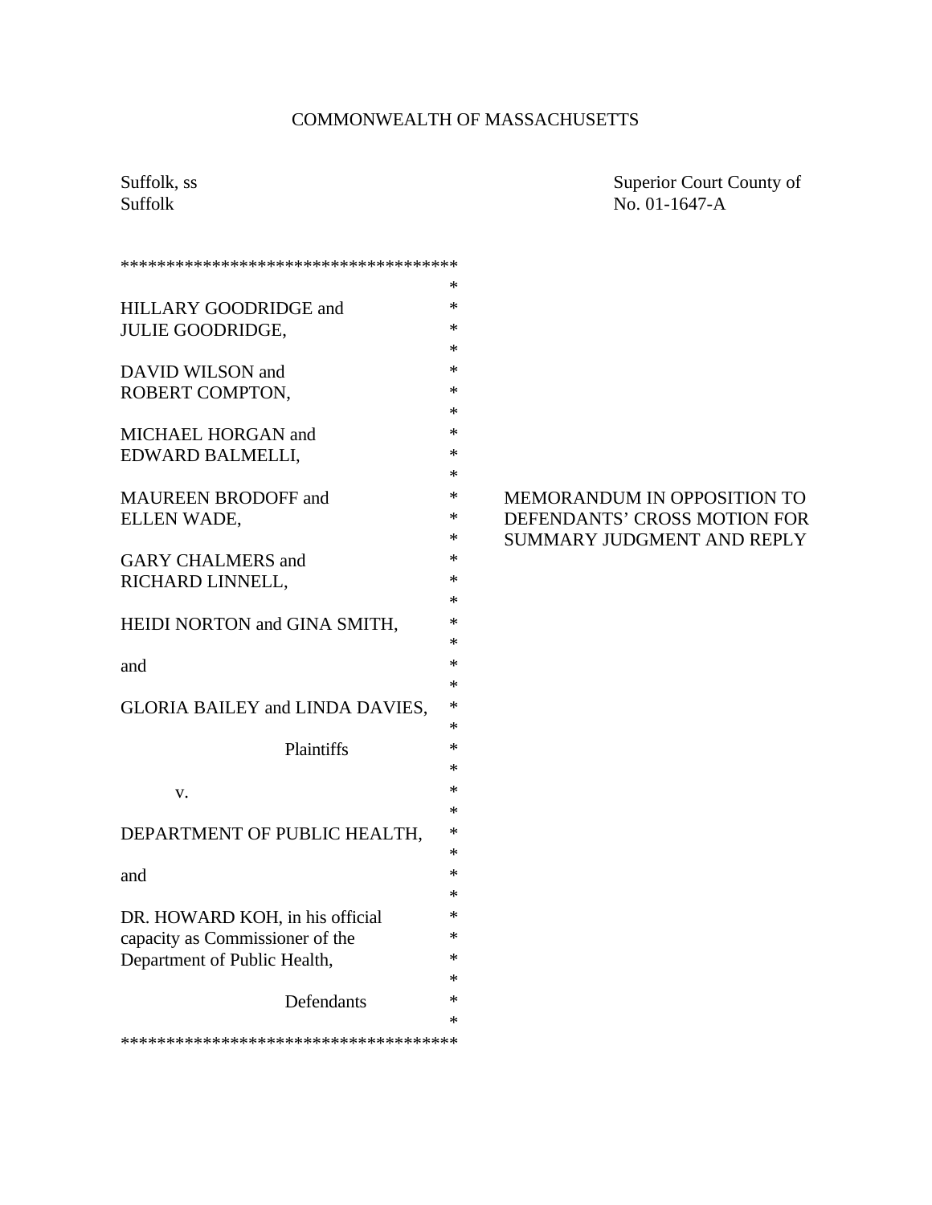COMMONWEALTH OF MASSACHUSETTS

| | |
|---|---|
| Suffolk, ss<br>Suffolk | Superior Court County of<br>No. 01-1647-A |

| | |
|---|---|
| HILLARY GOODRIDGE and<br>JULIE GOODRIDGE,<br><br>DAVID WILSON and<br>ROBERT COMPTON,<br><br>MICHAEL HORGAN and<br>EDWARD BALMELLI,<br><br>MAUREEN BRODOFF and<br>ELLEN WADE,<br><br>GARY CHALMERS and<br>RICHARD LINNELL,<br><br>HEIDI NORTON and GINA SMITH,<br><br>and<br><br>GLORIA BAILEY and LINDA DAVIES,<br><br>Plaintiffs<br><br>v.<br><br>DEPARTMENT OF PUBLIC HEALTH,<br><br>and<br><br>DR. HOWARD KOH, in his official capacity as Commissioner of the Department of Public Health,<br><br>Defendants | MEMORANDUM IN OPPOSITION TO DEFENDANTS' CROSS MOTION FOR SUMMARY JUDGMENT AND REPLY |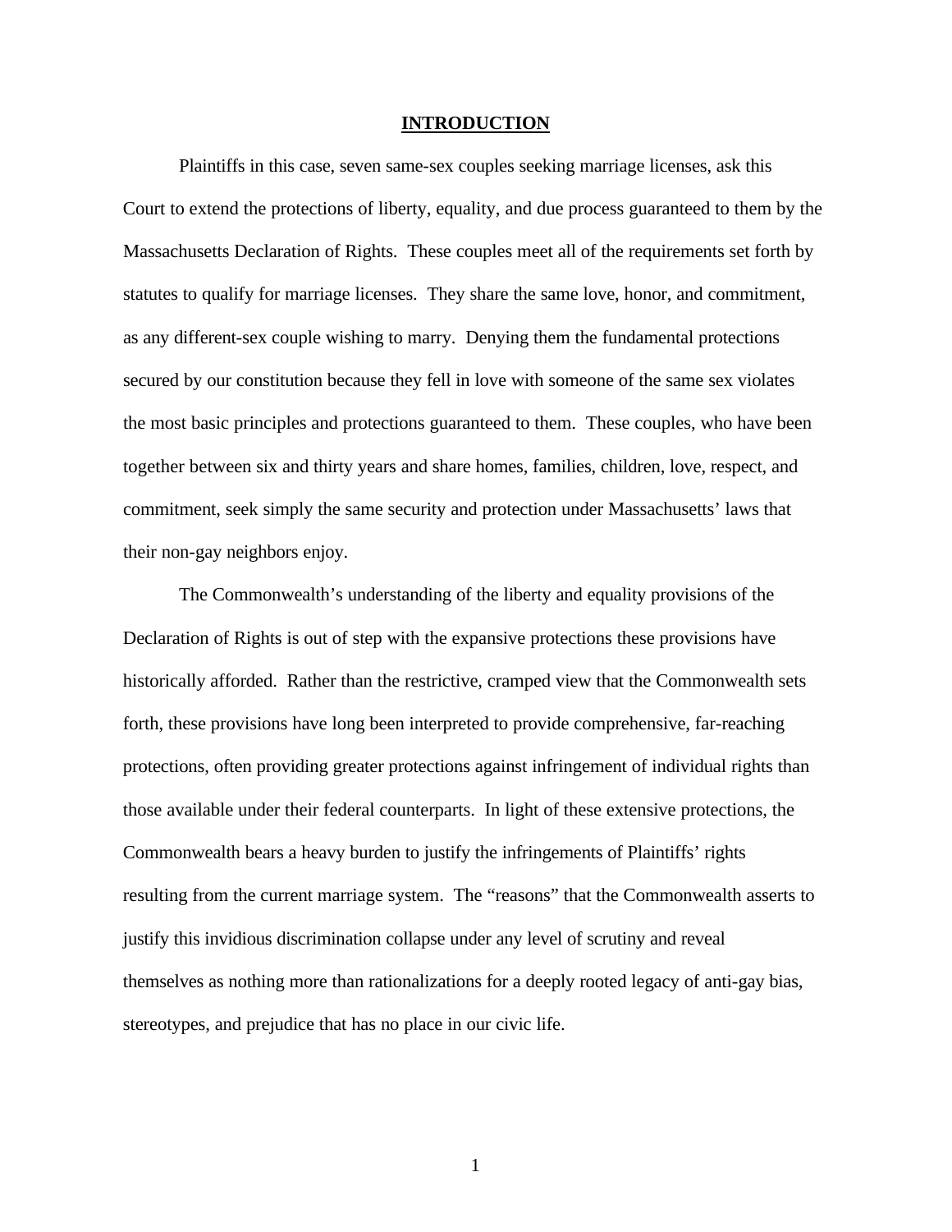# INTRODUCTION

Plaintiffs in this case, seven same-sex couples seeking marriage licenses, ask this Court to extend the protections of liberty, equality, and due process guaranteed to them by the Massachusetts Declaration of Rights. These couples meet all of the requirements set forth by statutes to qualify for marriage licenses. They share the same love, honor, and commitment, as any different-sex couple wishing to marry. Denying them the fundamental protections secured by our constitution because they fell in love with someone of the same sex violates the most basic principles and protections guaranteed to them. These couples, who have been together between six and thirty years and share homes, families, children, love, respect, and commitment, seek simply the same security and protection under Massachusetts' laws that their non-gay neighbors enjoy.

The Commonwealth's understanding of the liberty and equality provisions of the Declaration of Rights is out of step with the expansive protections these provisions have historically afforded. Rather than the restrictive, cramped view that the Commonwealth sets forth, these provisions have long been interpreted to provide comprehensive, far-reaching protections, often providing greater protections against infringement of individual rights than those available under their federal counterparts. In light of these extensive protections, the Commonwealth bears a heavy burden to justify the infringements of Plaintiffs' rights resulting from the current marriage system. The "reasons" that the Commonwealth asserts to justify this invidious discrimination collapse under any level of scrutiny and reveal themselves as nothing more than rationalizations for a deeply rooted legacy of anti-gay bias, stereotypes, and prejudice that has no place in our civic life.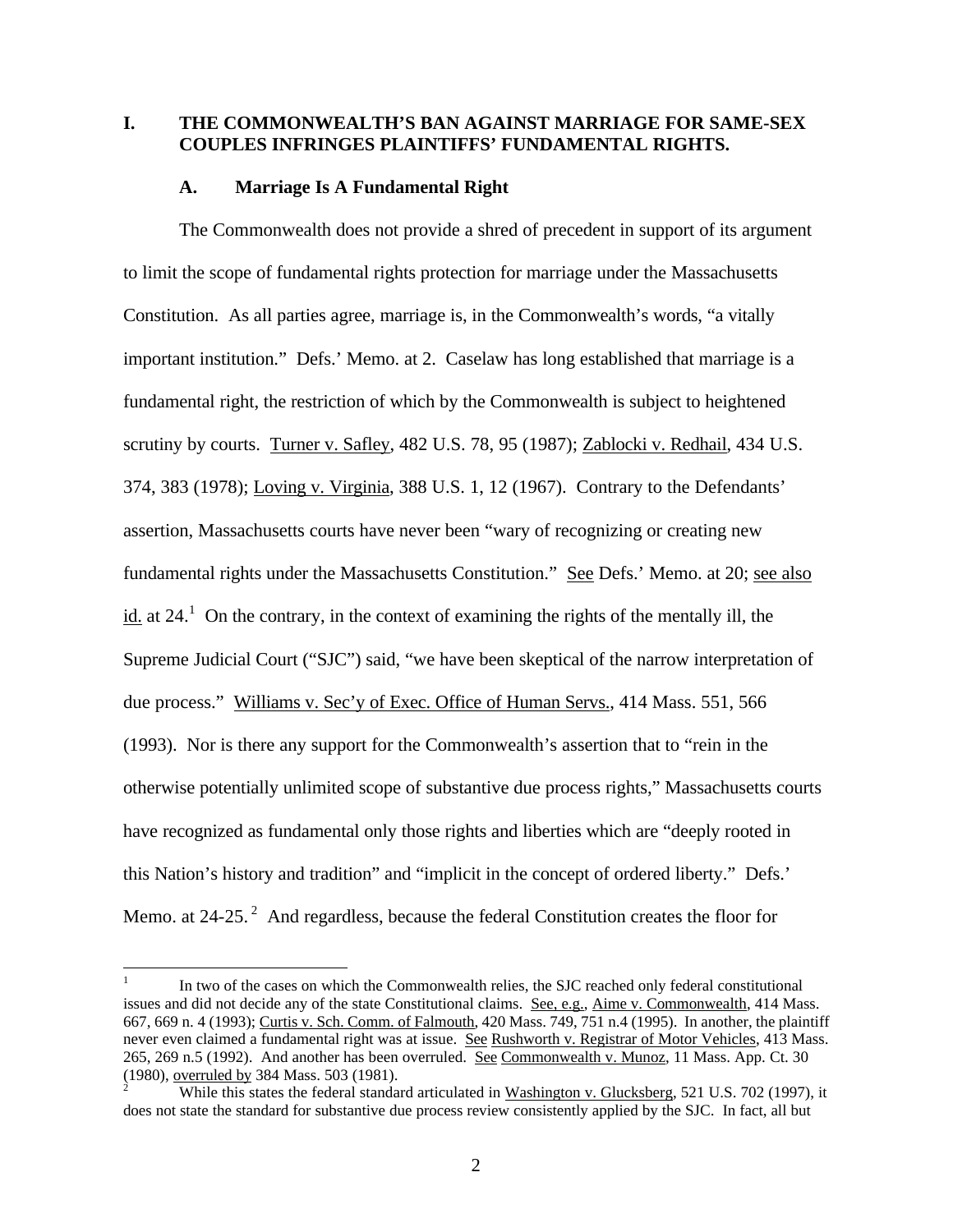## I. THE COMMONWEALTH'S BAN AGAINST MARRIAGE FOR SAME-SEX COUPLES INFRINGES PLAINTIFFS' FUNDAMENTAL RIGHTS.

### A. Marriage Is A Fundamental Right

The Commonwealth does not provide a shred of precedent in support of its argument to limit the scope of fundamental rights protection for marriage under the Massachusetts Constitution. As all parties agree, marriage is, in the Commonwealth's words, "a vitally important institution." Defs.' Memo. at 2. Caselaw has long established that marriage is a fundamental right, the restriction of which by the Commonwealth is subject to heightened scrutiny by courts. Turner v. Safley, 482 U.S. 78, 95 (1987); Zablocki v. Redhail, 434 U.S. 374, 383 (1978); Loving v. Virginia, 388 U.S. 1, 12 (1967). Contrary to the Defendants' assertion, Massachusetts courts have never been "wary of recognizing or creating new fundamental rights under the Massachusetts Constitution." See Defs.' Memo. at 20; see also id. at 24.[1] On the contrary, in the context of examining the rights of the mentally ill, the Supreme Judicial Court ("SJC") said, "we have been skeptical of the narrow interpretation of due process." Williams v. Sec'y of Exec. Office of Human Servs., 414 Mass. 551, 566 (1993). Nor is there any support for the Commonwealth's assertion that to "rein in the otherwise potentially unlimited scope of substantive due process rights," Massachusetts courts have recognized as fundamental only those rights and liberties which are "deeply rooted in this Nation's history and tradition" and "implicit in the concept of ordered liberty." Defs.' Memo. at 24-25.[2] And regardless, because the federal Constitution creates the floor for

---

[1] In two of the cases on which the Commonwealth relies, the SJC reached only federal constitutional issues and did not decide any of the state Constitutional claims. See, e.g., Aime v. Commonwealth, 414 Mass. 667, 669 n. 4 (1993); Curtis v. Sch. Comm. of Falmouth, 420 Mass. 749, 751 n.4 (1995). In another, the plaintiff never even claimed a fundamental right was at issue. See Rushworth v. Registrar of Motor Vehicles, 413 Mass. 265, 269 n.5 (1992). And another has been overruled. See Commonwealth v. Munoz, 11 Mass. App. Ct. 30 (1980), overruled by 384 Mass. 503 (1981).

[2] While this states the federal standard articulated in Washington v. Glucksberg, 521 U.S. 702 (1997), it does not state the standard for substantive due process review consistently applied by the SJC. In fact, all but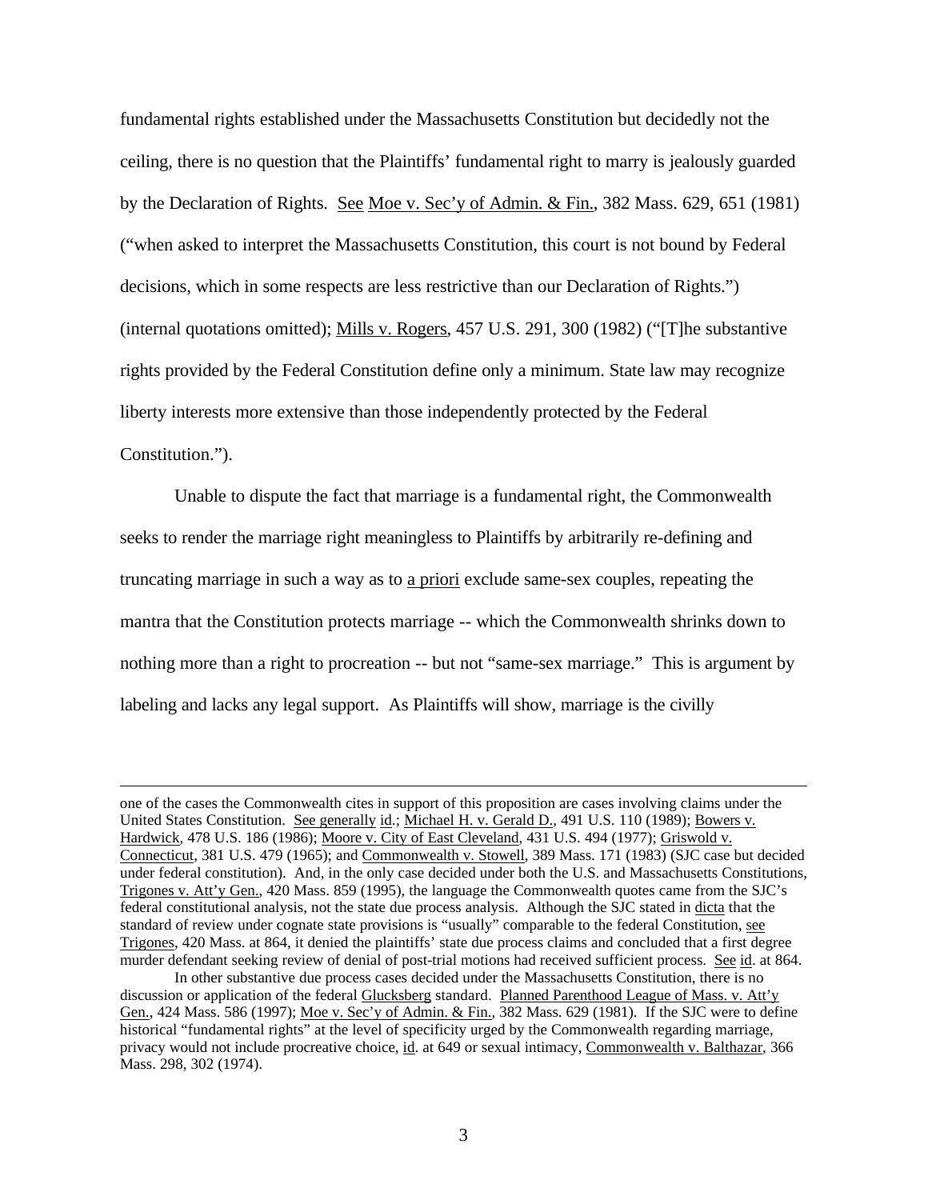fundamental rights established under the Massachusetts Constitution but decidedly not the ceiling, there is no question that the Plaintiffs' fundamental right to marry is jealously guarded by the Declaration of Rights. See Moe v. Sec'y of Admin. & Fin., 382 Mass. 629, 651 (1981) ("when asked to interpret the Massachusetts Constitution, this court is not bound by Federal decisions, which in some respects are less restrictive than our Declaration of Rights.") (internal quotations omitted); Mills v. Rogers, 457 U.S. 291, 300 (1982) ("[T]he substantive rights provided by the Federal Constitution define only a minimum. State law may recognize liberty interests more extensive than those independently protected by the Federal Constitution.").

Unable to dispute the fact that marriage is a fundamental right, the Commonwealth seeks to render the marriage right meaningless to Plaintiffs by arbitrarily re-defining and truncating marriage in such a way as to a priori exclude same-sex couples, repeating the mantra that the Constitution protects marriage -- which the Commonwealth shrinks down to nothing more than a right to procreation -- but not "same-sex marriage." This is argument by labeling and lacks any legal support. As Plaintiffs will show, marriage is the civilly

---

one of the cases the Commonwealth cites in support of this proposition are cases involving claims under the United States Constitution. See generally id.; Michael H. v. Gerald D., 491 U.S. 110 (1989); Bowers v. Hardwick, 478 U.S. 186 (1986); Moore v. City of East Cleveland, 431 U.S. 494 (1977); Griswold v. Connecticut, 381 U.S. 479 (1965); and Commonwealth v. Stowell, 389 Mass. 171 (1983) (SJC case but decided under federal constitution). And, in the only case decided under both the U.S. and Massachusetts Constitutions, Trigones v. Att'y Gen., 420 Mass. 859 (1995), the language the Commonwealth quotes came from the SJC's federal constitutional analysis, not the state due process analysis. Although the SJC stated in dicta that the standard of review under cognate state provisions is "usually" comparable to the federal Constitution, see Trigones, 420 Mass. at 864, it denied the plaintiffs' state due process claims and concluded that a first degree murder defendant seeking review of denial of post-trial motions had received sufficient process. See id. at 864.

In other substantive due process cases decided under the Massachusetts Constitution, there is no discussion or application of the federal Glucksberg standard. Planned Parenthood League of Mass. v. Att'y Gen., 424 Mass. 586 (1997); Moe v. Sec'y of Admin. & Fin., 382 Mass. 629 (1981). If the SJC were to define historical "fundamental rights" at the level of specificity urged by the Commonwealth regarding marriage, privacy would not include procreative choice, id. at 649 or sexual intimacy, Commonwealth v. Balthazar, 366 Mass. 298, 302 (1974).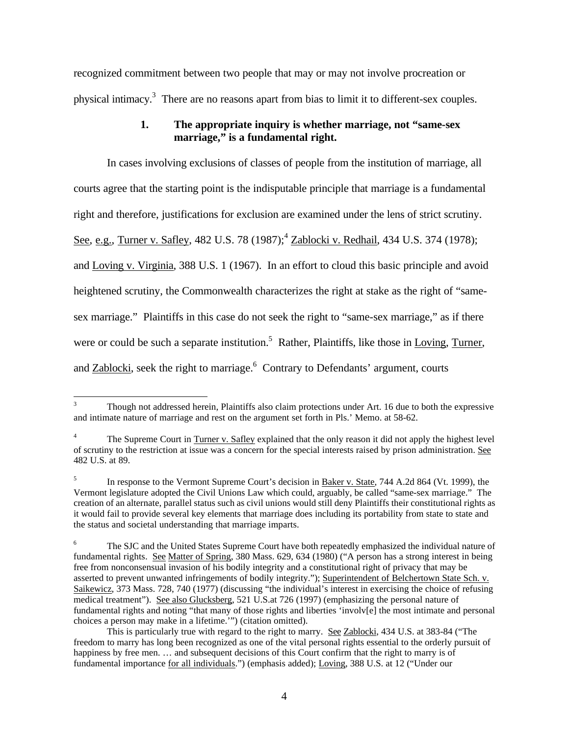recognized commitment between two people that may or may not involve procreation or physical intimacy.[3] There are no reasons apart from bias to limit it to different-sex couples.

### 1. The appropriate inquiry is whether marriage, not "same-sex marriage," is a fundamental right.

In cases involving exclusions of classes of people from the institution of marriage, all courts agree that the starting point is the indisputable principle that marriage is a fundamental right and therefore, justifications for exclusion are examined under the lens of strict scrutiny. See, e.g., Turner v. Safley, 482 U.S. 78 (1987);[4] Zablocki v. Redhail, 434 U.S. 374 (1978); and Loving v. Virginia, 388 U.S. 1 (1967). In an effort to cloud this basic principle and avoid heightened scrutiny, the Commonwealth characterizes the right at stake as the right of "same-sex marriage." Plaintiffs in this case do not seek the right to "same-sex marriage," as if there were or could be such a separate institution.[5] Rather, Plaintiffs, like those in Loving, Turner, and Zablocki, seek the right to marriage.[6] Contrary to Defendants' argument, courts

---

[3] Though not addressed herein, Plaintiffs also claim protections under Art. 16 due to both the expressive and intimate nature of marriage and rest on the argument set forth in Pls.' Memo. at 58-62.

[4] The Supreme Court in Turner v. Safley explained that the only reason it did not apply the highest level of scrutiny to the restriction at issue was a concern for the special interests raised by prison administration. See 482 U.S. at 89.

[5] In response to the Vermont Supreme Court's decision in Baker v. State, 744 A.2d 864 (Vt. 1999), the Vermont legislature adopted the Civil Unions Law which could, arguably, be called "same-sex marriage." The creation of an alternate, parallel status such as civil unions would still deny Plaintiffs their constitutional rights as it would fail to provide several key elements that marriage does including its portability from state to state and the status and societal understanding that marriage imparts.

[6] The SJC and the United States Supreme Court have both repeatedly emphasized the individual nature of fundamental rights. See Matter of Spring, 380 Mass. 629, 634 (1980) ("A person has a strong interest in being free from nonconsensual invasion of his bodily integrity and a constitutional right of privacy that may be asserted to prevent unwanted infringements of bodily integrity."); Superintendent of Belchertown State Sch. v. Saikewicz, 373 Mass. 728, 740 (1977) (discussing "the individual's interest in exercising the choice of refusing medical treatment"). See also Glucksberg, 521 U.S.at 726 (1997) (emphasizing the personal nature of fundamental rights and noting "that many of those rights and liberties 'involv[e] the most intimate and personal choices a person may make in a lifetime.'") (citation omitted).

This is particularly true with regard to the right to marry. See Zablocki, 434 U.S. at 383-84 ("The freedom to marry has long been recognized as one of the vital personal rights essential to the orderly pursuit of happiness by free men. … and subsequent decisions of this Court confirm that the right to marry is of fundamental importance for all individuals.") (emphasis added); Loving, 388 U.S. at 12 ("Under our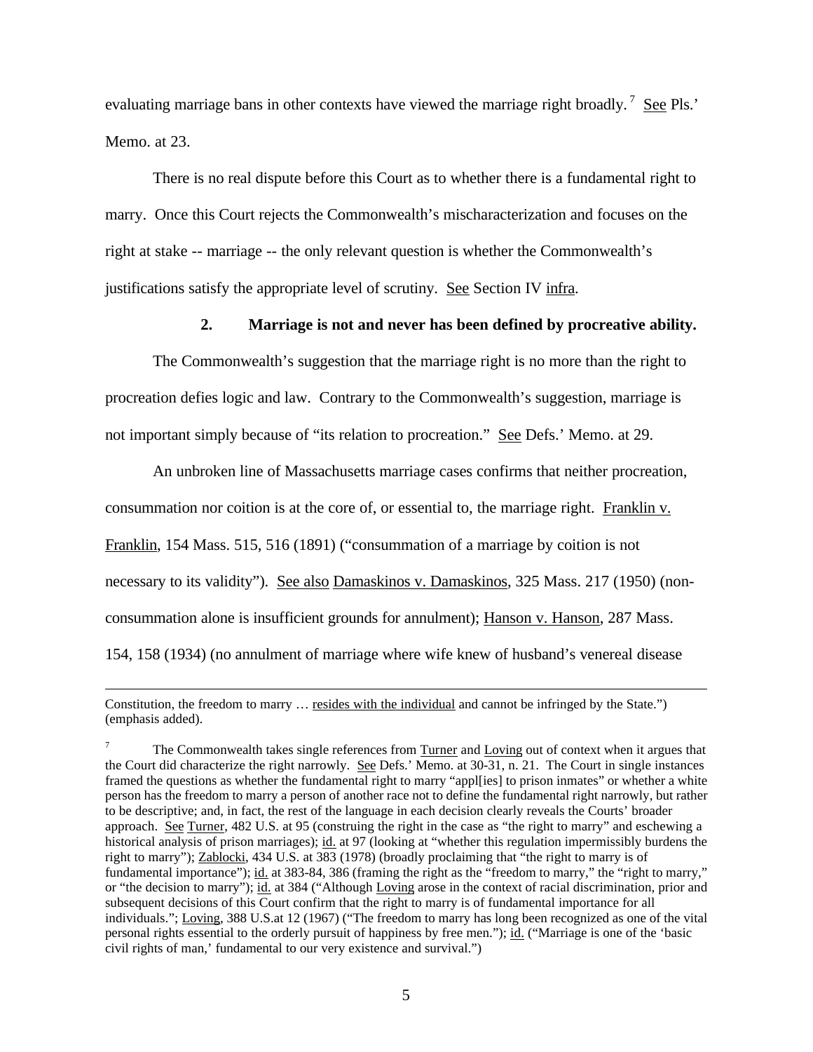evaluating marriage bans in other contexts have viewed the marriage right broadly.[7] See Pls.' Memo. at 23.

There is no real dispute before this Court as to whether there is a fundamental right to marry. Once this Court rejects the Commonwealth's mischaracterization and focuses on the right at stake -- marriage -- the only relevant question is whether the Commonwealth's justifications satisfy the appropriate level of scrutiny. See Section IV infra.

### 2. Marriage is not and never has been defined by procreative ability.

The Commonwealth's suggestion that the marriage right is no more than the right to procreation defies logic and law. Contrary to the Commonwealth's suggestion, marriage is not important simply because of "its relation to procreation." See Defs.' Memo. at 29.

An unbroken line of Massachusetts marriage cases confirms that neither procreation, consummation nor coition is at the core of, or essential to, the marriage right. Franklin v. Franklin, 154 Mass. 515, 516 (1891) ("consummation of a marriage by coition is not necessary to its validity"). See also Damaskinos v. Damaskinos, 325 Mass. 217 (1950) (non-consummation alone is insufficient grounds for annulment); Hanson v. Hanson, 287 Mass. 154, 158 (1934) (no annulment of marriage where wife knew of husband's venereal disease

---

Constitution, the freedom to marry … resides with the individual and cannot be infringed by the State.") (emphasis added).

[7] The Commonwealth takes single references from Turner and Loving out of context when it argues that the Court did characterize the right narrowly. See Defs.' Memo. at 30-31, n. 21. The Court in single instances framed the questions as whether the fundamental right to marry "appl[ies] to prison inmates" or whether a white person has the freedom to marry a person of another race not to define the fundamental right narrowly, but rather to be descriptive; and, in fact, the rest of the language in each decision clearly reveals the Courts' broader approach. See Turner, 482 U.S. at 95 (construing the right in the case as "the right to marry" and eschewing a historical analysis of prison marriages); id. at 97 (looking at "whether this regulation impermissibly burdens the right to marry"); Zablocki, 434 U.S. at 383 (1978) (broadly proclaiming that "the right to marry is of fundamental importance"); id. at 383-84, 386 (framing the right as the "freedom to marry," the "right to marry," or "the decision to marry"); id. at 384 ("Although Loving arose in the context of racial discrimination, prior and subsequent decisions of this Court confirm that the right to marry is of fundamental importance for all individuals."; Loving, 388 U.S.at 12 (1967) ("The freedom to marry has long been recognized as one of the vital personal rights essential to the orderly pursuit of happiness by free men."); id. ("Marriage is one of the 'basic civil rights of man,' fundamental to our very existence and survival.")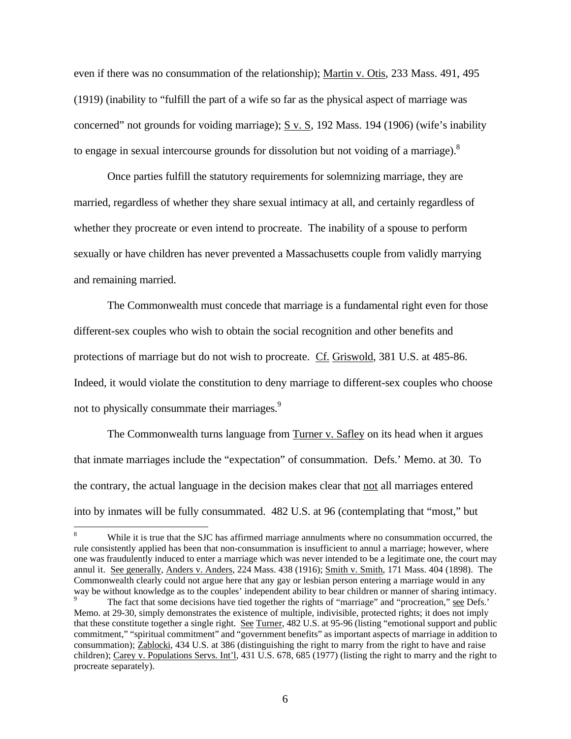even if there was no consummation of the relationship); Martin v. Otis, 233 Mass. 491, 495 (1919) (inability to "fulfill the part of a wife so far as the physical aspect of marriage was concerned" not grounds for voiding marriage); S v. S, 192 Mass. 194 (1906) (wife's inability to engage in sexual intercourse grounds for dissolution but not voiding of a marriage).[8]

Once parties fulfill the statutory requirements for solemnizing marriage, they are married, regardless of whether they share sexual intimacy at all, and certainly regardless of whether they procreate or even intend to procreate. The inability of a spouse to perform sexually or have children has never prevented a Massachusetts couple from validly marrying and remaining married.

The Commonwealth must concede that marriage is a fundamental right even for those different-sex couples who wish to obtain the social recognition and other benefits and protections of marriage but do not wish to procreate. Cf. Griswold, 381 U.S. at 485-86. Indeed, it would violate the constitution to deny marriage to different-sex couples who choose not to physically consummate their marriages.[9]

The Commonwealth turns language from Turner v. Safley on its head when it argues that inmate marriages include the "expectation" of consummation. Defs.' Memo. at 30. To the contrary, the actual language in the decision makes clear that not all marriages entered into by inmates will be fully consummated. 482 U.S. at 96 (contemplating that "most," but

---

[8] While it is true that the SJC has affirmed marriage annulments where no consummation occurred, the rule consistently applied has been that non-consummation is insufficient to annul a marriage; however, where one was fraudulently induced to enter a marriage which was never intended to be a legitimate one, the court may annul it. See generally, Anders v. Anders, 224 Mass. 438 (1916); Smith v. Smith, 171 Mass. 404 (1898). The Commonwealth clearly could not argue here that any gay or lesbian person entering a marriage would in any way be without knowledge as to the couples' independent ability to bear children or manner of sharing intimacy.

[9] The fact that some decisions have tied together the rights of "marriage" and "procreation," see Defs.' Memo. at 29-30, simply demonstrates the existence of multiple, indivisible, protected rights; it does not imply that these constitute together a single right. See Turner, 482 U.S. at 95-96 (listing "emotional support and public commitment," "spiritual commitment" and "government benefits" as important aspects of marriage in addition to consummation); Zablocki, 434 U.S. at 386 (distinguishing the right to marry from the right to have and raise children); Carey v. Populations Servs. Int'l, 431 U.S. 678, 685 (1977) (listing the right to marry and the right to procreate separately).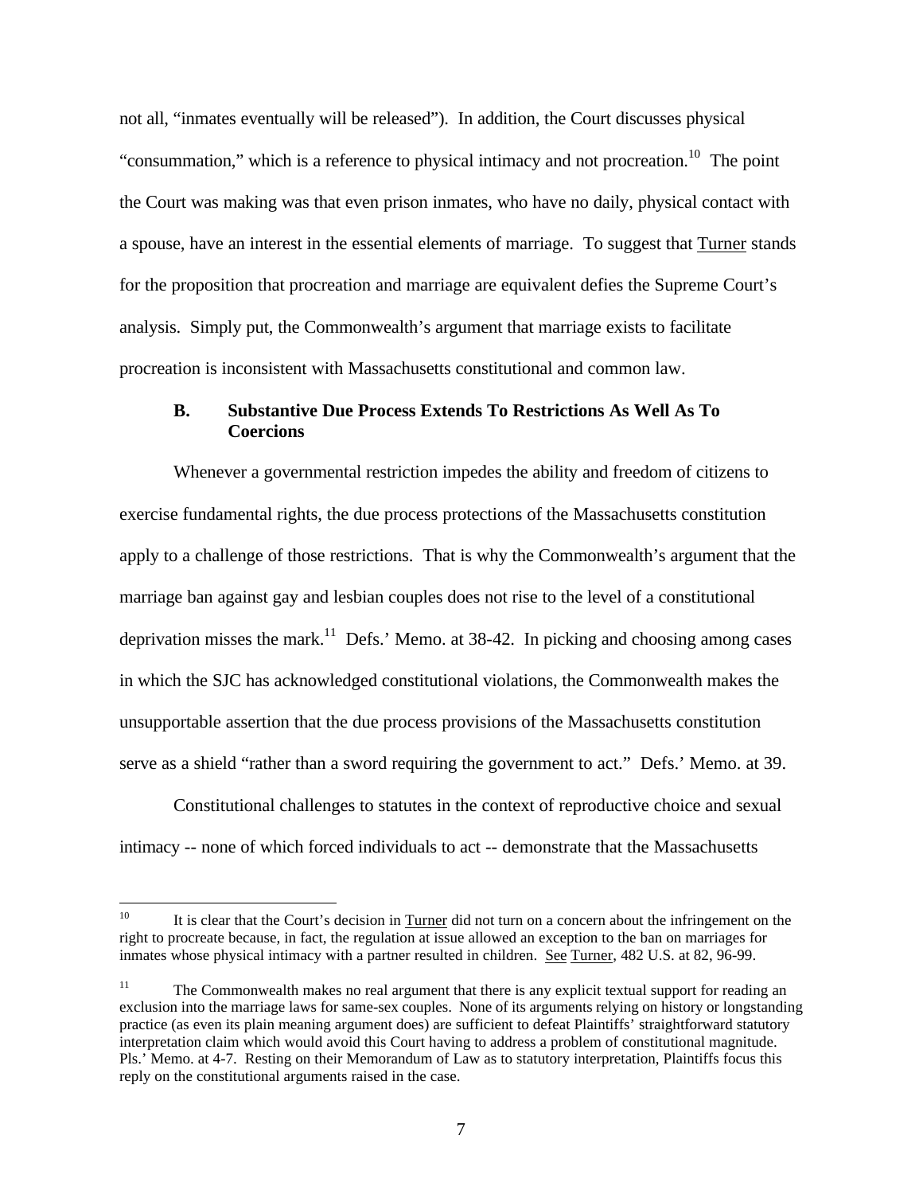not all, "inmates eventually will be released"). In addition, the Court discusses physical "consummation," which is a reference to physical intimacy and not procreation.[10] The point the Court was making was that even prison inmates, who have no daily, physical contact with a spouse, have an interest in the essential elements of marriage. To suggest that Turner stands for the proposition that procreation and marriage are equivalent defies the Supreme Court's analysis. Simply put, the Commonwealth's argument that marriage exists to facilitate procreation is inconsistent with Massachusetts constitutional and common law.

### B. Substantive Due Process Extends To Restrictions As Well As To Coercions

Whenever a governmental restriction impedes the ability and freedom of citizens to exercise fundamental rights, the due process protections of the Massachusetts constitution apply to a challenge of those restrictions. That is why the Commonwealth's argument that the marriage ban against gay and lesbian couples does not rise to the level of a constitutional deprivation misses the mark.[11] Defs.' Memo. at 38-42. In picking and choosing among cases in which the SJC has acknowledged constitutional violations, the Commonwealth makes the unsupportable assertion that the due process provisions of the Massachusetts constitution serve as a shield "rather than a sword requiring the government to act." Defs.' Memo. at 39.

Constitutional challenges to statutes in the context of reproductive choice and sexual intimacy -- none of which forced individuals to act -- demonstrate that the Massachusetts

---

[10] It is clear that the Court's decision in Turner did not turn on a concern about the infringement on the right to procreate because, in fact, the regulation at issue allowed an exception to the ban on marriages for inmates whose physical intimacy with a partner resulted in children. See Turner, 482 U.S. at 82, 96-99.

[11] The Commonwealth makes no real argument that there is any explicit textual support for reading an exclusion into the marriage laws for same-sex couples. None of its arguments relying on history or longstanding practice (as even its plain meaning argument does) are sufficient to defeat Plaintiffs' straightforward statutory interpretation claim which would avoid this Court having to address a problem of constitutional magnitude. Pls.' Memo. at 4-7. Resting on their Memorandum of Law as to statutory interpretation, Plaintiffs focus this reply on the constitutional arguments raised in the case.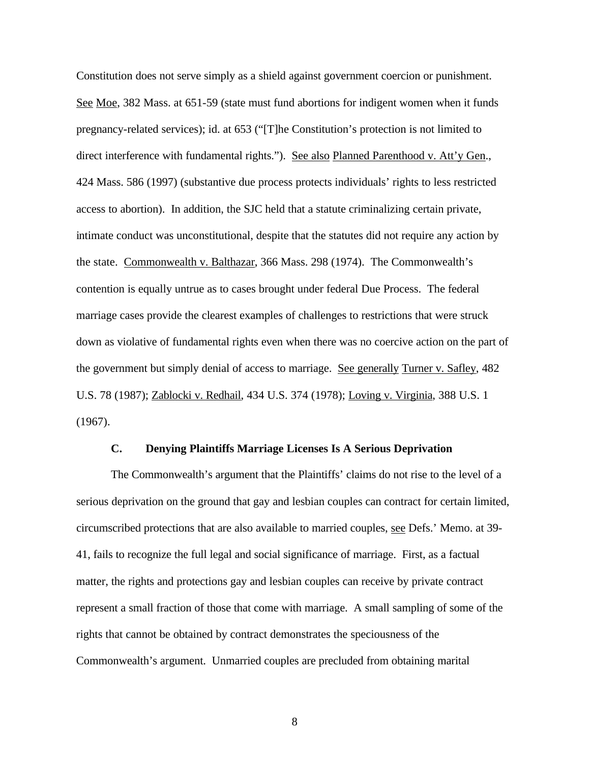Constitution does not serve simply as a shield against government coercion or punishment. See Moe, 382 Mass. at 651-59 (state must fund abortions for indigent women when it funds pregnancy-related services); id. at 653 ("[T]he Constitution's protection is not limited to direct interference with fundamental rights."). See also Planned Parenthood v. Att'y Gen., 424 Mass. 586 (1997) (substantive due process protects individuals' rights to less restricted access to abortion). In addition, the SJC held that a statute criminalizing certain private, intimate conduct was unconstitutional, despite that the statutes did not require any action by the state. Commonwealth v. Balthazar, 366 Mass. 298 (1974). The Commonwealth's contention is equally untrue as to cases brought under federal Due Process. The federal marriage cases provide the clearest examples of challenges to restrictions that were struck down as violative of fundamental rights even when there was no coercive action on the part of the government but simply denial of access to marriage. See generally Turner v. Safley, 482 U.S. 78 (1987); Zablocki v. Redhail, 434 U.S. 374 (1978); Loving v. Virginia, 388 U.S. 1 (1967).

### C. Denying Plaintiffs Marriage Licenses Is A Serious Deprivation

The Commonwealth's argument that the Plaintiffs' claims do not rise to the level of a serious deprivation on the ground that gay and lesbian couples can contract for certain limited, circumscribed protections that are also available to married couples, see Defs.' Memo. at 39-41, fails to recognize the full legal and social significance of marriage. First, as a factual matter, the rights and protections gay and lesbian couples can receive by private contract represent a small fraction of those that come with marriage. A small sampling of some of the rights that cannot be obtained by contract demonstrates the speciousness of the Commonwealth's argument. Unmarried couples are precluded from obtaining marital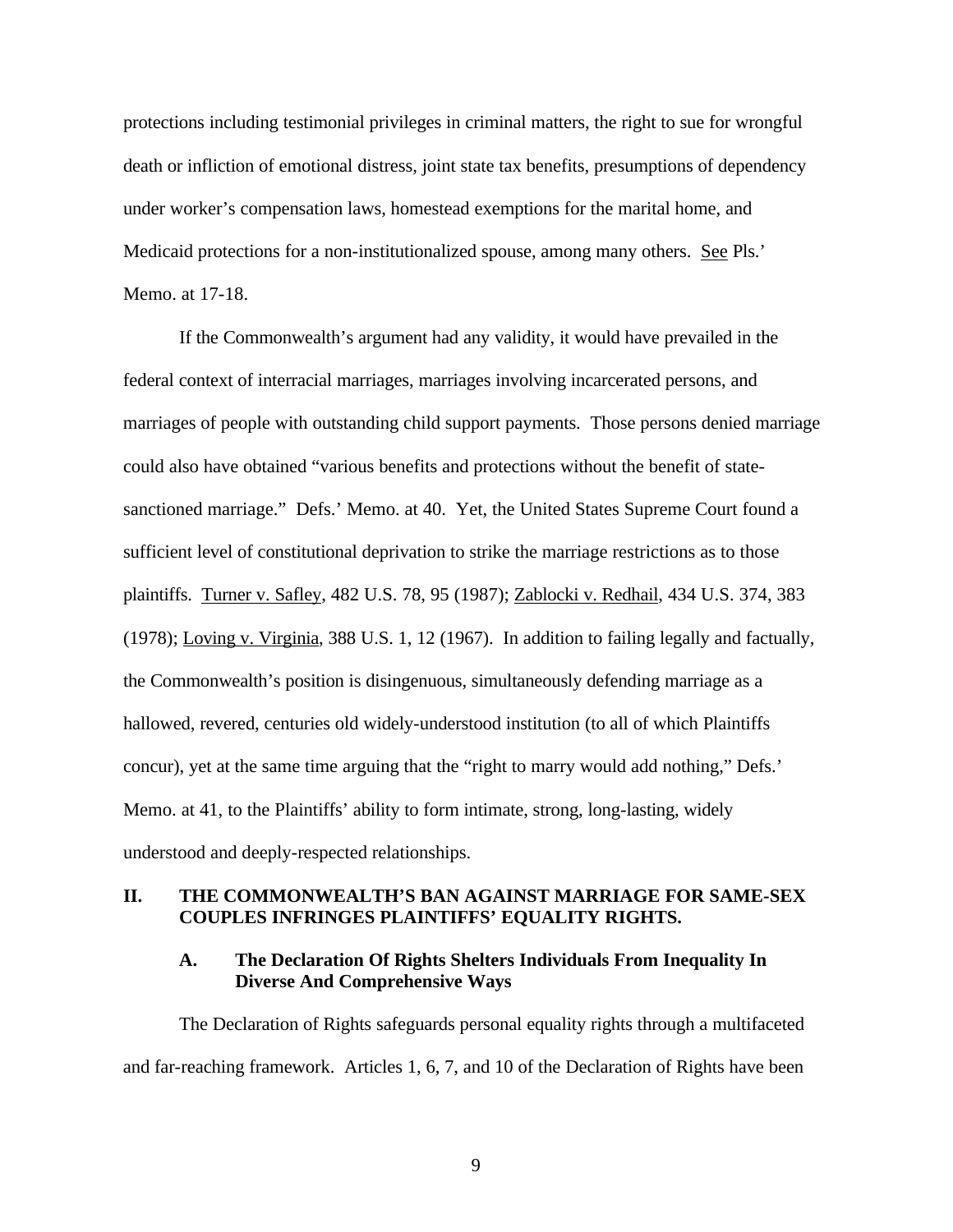protections including testimonial privileges in criminal matters, the right to sue for wrongful death or infliction of emotional distress, joint state tax benefits, presumptions of dependency under worker's compensation laws, homestead exemptions for the marital home, and Medicaid protections for a non-institutionalized spouse, among many others. See Pls.' Memo. at 17-18.

If the Commonwealth's argument had any validity, it would have prevailed in the federal context of interracial marriages, marriages involving incarcerated persons, and marriages of people with outstanding child support payments. Those persons denied marriage could also have obtained "various benefits and protections without the benefit of state-sanctioned marriage." Defs.' Memo. at 40. Yet, the United States Supreme Court found a sufficient level of constitutional deprivation to strike the marriage restrictions as to those plaintiffs. Turner v. Safley, 482 U.S. 78, 95 (1987); Zablocki v. Redhail, 434 U.S. 374, 383 (1978); Loving v. Virginia, 388 U.S. 1, 12 (1967). In addition to failing legally and factually, the Commonwealth's position is disingenuous, simultaneously defending marriage as a hallowed, revered, centuries old widely-understood institution (to all of which Plaintiffs concur), yet at the same time arguing that the "right to marry would add nothing," Defs.' Memo. at 41, to the Plaintiffs' ability to form intimate, strong, long-lasting, widely understood and deeply-respected relationships.

## II. THE COMMONWEALTH'S BAN AGAINST MARRIAGE FOR SAME-SEX COUPLES INFRINGES PLAINTIFFS' EQUALITY RIGHTS.

### A. The Declaration Of Rights Shelters Individuals From Inequality In Diverse And Comprehensive Ways

The Declaration of Rights safeguards personal equality rights through a multifaceted and far-reaching framework. Articles 1, 6, 7, and 10 of the Declaration of Rights have been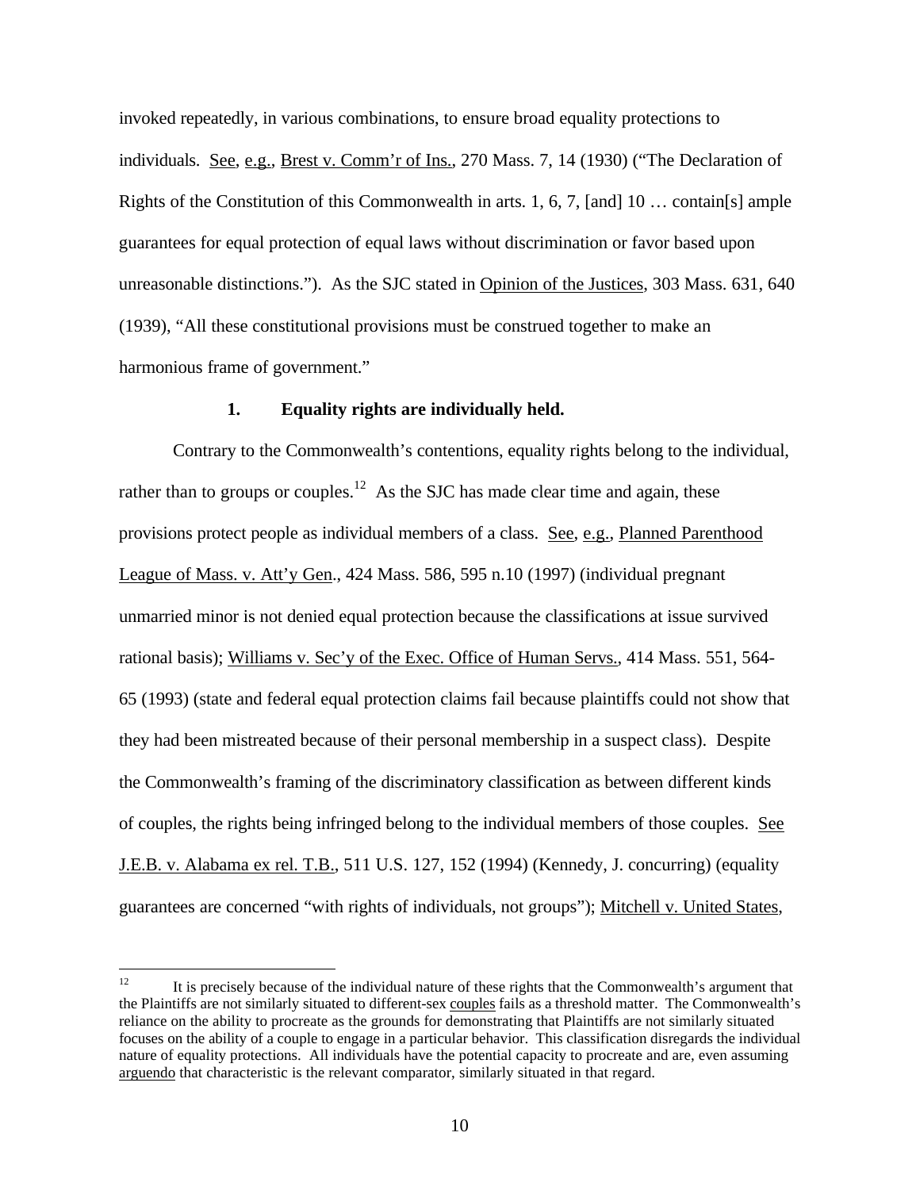invoked repeatedly, in various combinations, to ensure broad equality protections to individuals. See, e.g., Brest v. Comm'r of Ins., 270 Mass. 7, 14 (1930) ("The Declaration of Rights of the Constitution of this Commonwealth in arts. 1, 6, 7, [and] 10 … contain[s] ample guarantees for equal protection of equal laws without discrimination or favor based upon unreasonable distinctions."). As the SJC stated in Opinion of the Justices, 303 Mass. 631, 640 (1939), "All these constitutional provisions must be construed together to make an harmonious frame of government."

**1. Equality rights are individually held.**

Contrary to the Commonwealth's contentions, equality rights belong to the individual, rather than to groups or couples.[12] As the SJC has made clear time and again, these provisions protect people as individual members of a class. See, e.g., Planned Parenthood League of Mass. v. Att'y Gen., 424 Mass. 586, 595 n.10 (1997) (individual pregnant unmarried minor is not denied equal protection because the classifications at issue survived rational basis); Williams v. Sec'y of the Exec. Office of Human Servs., 414 Mass. 551, 564-65 (1993) (state and federal equal protection claims fail because plaintiffs could not show that they had been mistreated because of their personal membership in a suspect class). Despite the Commonwealth's framing of the discriminatory classification as between different kinds of couples, the rights being infringed belong to the individual members of those couples. See J.E.B. v. Alabama ex rel. T.B., 511 U.S. 127, 152 (1994) (Kennedy, J. concurring) (equality guarantees are concerned "with rights of individuals, not groups"); Mitchell v. United States,

[12] It is precisely because of the individual nature of these rights that the Commonwealth's argument that the Plaintiffs are not similarly situated to different-sex couples fails as a threshold matter. The Commonwealth's reliance on the ability to procreate as the grounds for demonstrating that Plaintiffs are not similarly situated focuses on the ability of a couple to engage in a particular behavior. This classification disregards the individual nature of equality protections. All individuals have the potential capacity to procreate and are, even assuming arguendo that characteristic is the relevant comparator, similarly situated in that regard.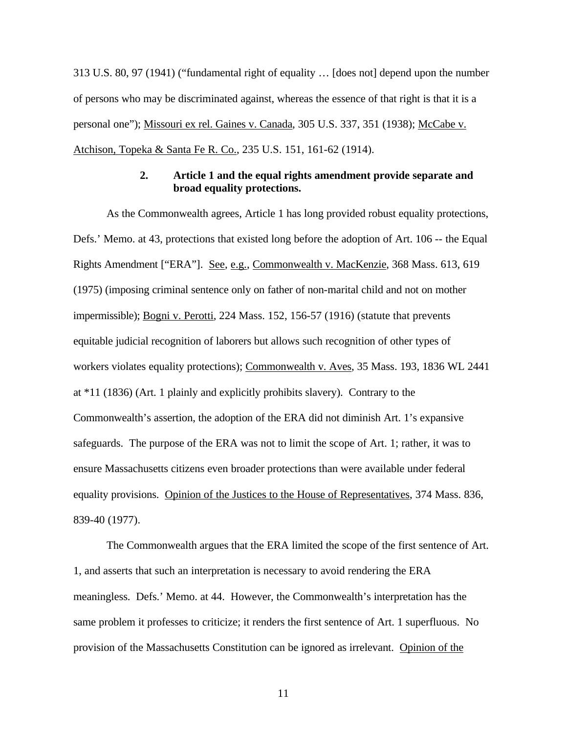313 U.S. 80, 97 (1941) ("fundamental right of equality … [does not] depend upon the number of persons who may be discriminated against, whereas the essence of that right is that it is a personal one"); Missouri ex rel. Gaines v. Canada, 305 U.S. 337, 351 (1938); McCabe v. Atchison, Topeka & Santa Fe R. Co., 235 U.S. 151, 161-62 (1914).

**2. Article 1 and the equal rights amendment provide separate and broad equality protections.**

As the Commonwealth agrees, Article 1 has long provided robust equality protections, Defs.' Memo. at 43, protections that existed long before the adoption of Art. 106 -- the Equal Rights Amendment ["ERA"]. See, e.g., Commonwealth v. MacKenzie, 368 Mass. 613, 619 (1975) (imposing criminal sentence only on father of non-marital child and not on mother impermissible); Bogni v. Perotti, 224 Mass. 152, 156-57 (1916) (statute that prevents equitable judicial recognition of laborers but allows such recognition of other types of workers violates equality protections); Commonwealth v. Aves, 35 Mass. 193, 1836 WL 2441 at *11 (1836) (Art. 1 plainly and explicitly prohibits slavery). Contrary to the Commonwealth's assertion, the adoption of the ERA did not diminish Art. 1's expansive safeguards. The purpose of the ERA was not to limit the scope of Art. 1; rather, it was to ensure Massachusetts citizens even broader protections than were available under federal equality provisions. Opinion of the Justices to the House of Representatives, 374 Mass. 836, 839-40 (1977).

The Commonwealth argues that the ERA limited the scope of the first sentence of Art. 1, and asserts that such an interpretation is necessary to avoid rendering the ERA meaningless. Defs.' Memo. at 44. However, the Commonwealth's interpretation has the same problem it professes to criticize; it renders the first sentence of Art. 1 superfluous. No provision of the Massachusetts Constitution can be ignored as irrelevant. Opinion of the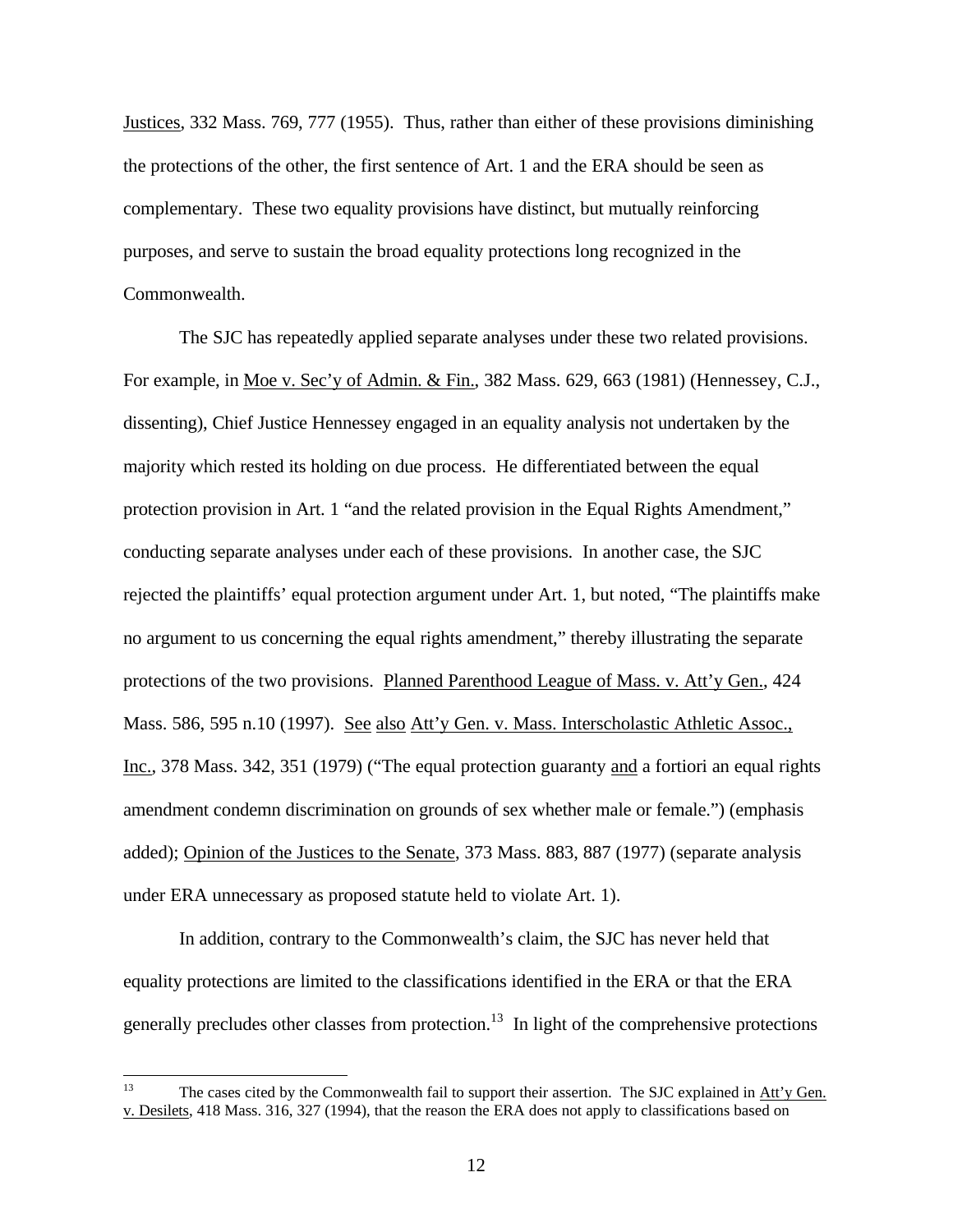Justices, 332 Mass. 769, 777 (1955). Thus, rather than either of these provisions diminishing the protections of the other, the first sentence of Art. 1 and the ERA should be seen as complementary. These two equality provisions have distinct, but mutually reinforcing purposes, and serve to sustain the broad equality protections long recognized in the Commonwealth.

The SJC has repeatedly applied separate analyses under these two related provisions. For example, in Moe v. Sec'y of Admin. & Fin., 382 Mass. 629, 663 (1981) (Hennessey, C.J., dissenting), Chief Justice Hennessey engaged in an equality analysis not undertaken by the majority which rested its holding on due process. He differentiated between the equal protection provision in Art. 1 "and the related provision in the Equal Rights Amendment," conducting separate analyses under each of these provisions. In another case, the SJC rejected the plaintiffs' equal protection argument under Art. 1, but noted, "The plaintiffs make no argument to us concerning the equal rights amendment," thereby illustrating the separate protections of the two provisions. Planned Parenthood League of Mass. v. Att'y Gen., 424 Mass. 586, 595 n.10 (1997). See also Att'y Gen. v. Mass. Interscholastic Athletic Assoc., Inc., 378 Mass. 342, 351 (1979) ("The equal protection guaranty and a fortiori an equal rights amendment condemn discrimination on grounds of sex whether male or female.") (emphasis added); Opinion of the Justices to the Senate, 373 Mass. 883, 887 (1977) (separate analysis under ERA unnecessary as proposed statute held to violate Art. 1).

In addition, contrary to the Commonwealth's claim, the SJC has never held that equality protections are limited to the classifications identified in the ERA or that the ERA generally precludes other classes from protection.[13] In light of the comprehensive protections

[13] The cases cited by the Commonwealth fail to support their assertion. The SJC explained in Att'y Gen. v. Desilets, 418 Mass. 316, 327 (1994), that the reason the ERA does not apply to classifications based on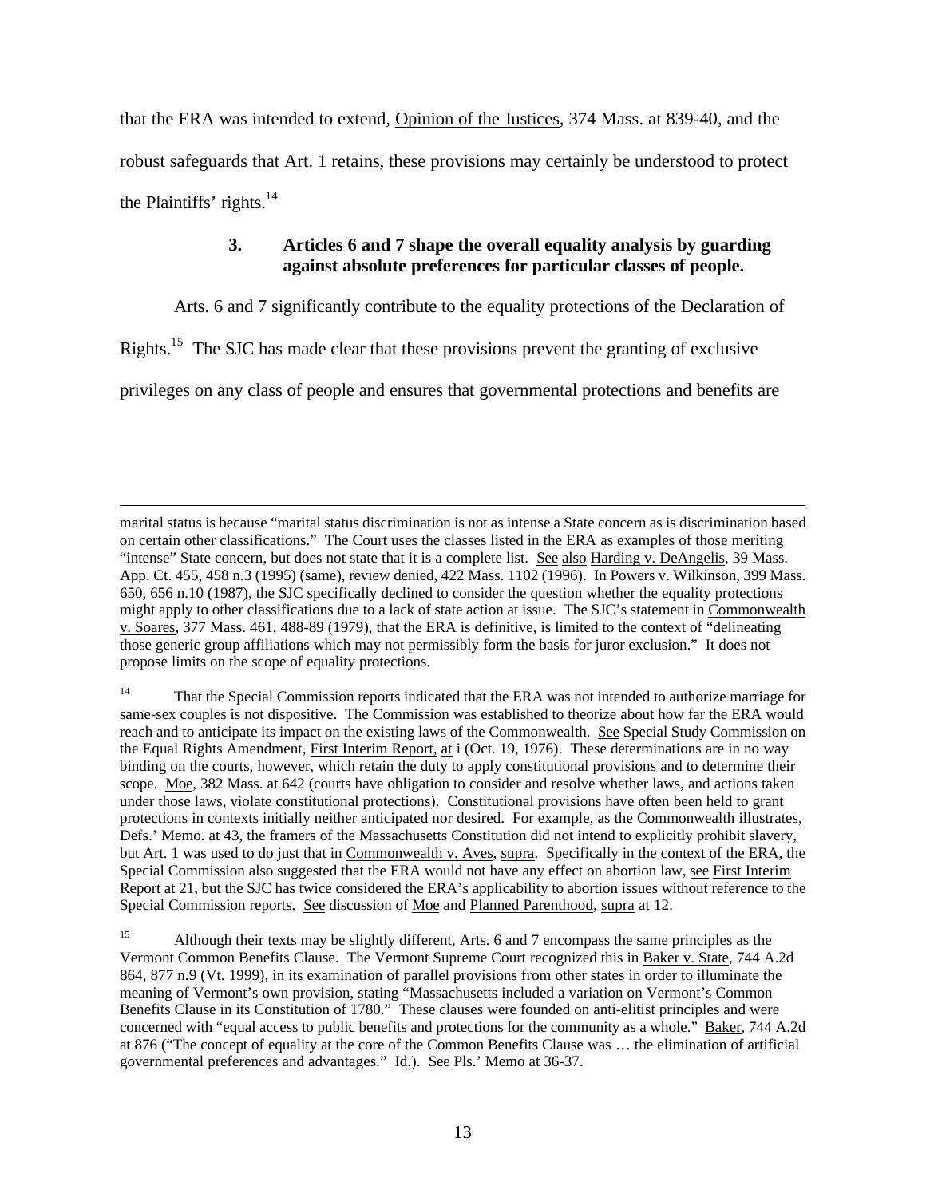that the ERA was intended to extend, Opinion of the Justices, 374 Mass. at 839-40, and the robust safeguards that Art. 1 retains, these provisions may certainly be understood to protect the Plaintiffs' rights.[14]

### 3. Articles 6 and 7 shape the overall equality analysis by guarding against absolute preferences for particular classes of people.

Arts. 6 and 7 significantly contribute to the equality protections of the Declaration of Rights.[15] The SJC has made clear that these provisions prevent the granting of exclusive privileges on any class of people and ensures that governmental protections and benefits are

---

marital status is because "marital status discrimination is not as intense a State concern as is discrimination based on certain other classifications." The Court uses the classes listed in the ERA as examples of those meriting "intense" State concern, but does not state that it is a complete list. See also Harding v. DeAngelis, 39 Mass. App. Ct. 455, 458 n.3 (1995) (same), review denied, 422 Mass. 1102 (1996). In Powers v. Wilkinson, 399 Mass. 650, 656 n.10 (1987), the SJC specifically declined to consider the question whether the equality protections might apply to other classifications due to a lack of state action at issue. The SJC's statement in Commonwealth v. Soares, 377 Mass. 461, 488-89 (1979), that the ERA is definitive, is limited to the context of "delineating those generic group affiliations which may not permissibly form the basis for juror exclusion." It does not propose limits on the scope of equality protections.

[14] That the Special Commission reports indicated that the ERA was not intended to authorize marriage for same-sex couples is not dispositive. The Commission was established to theorize about how far the ERA would reach and to anticipate its impact on the existing laws of the Commonwealth. See Special Study Commission on the Equal Rights Amendment, First Interim Report, at i (Oct. 19, 1976). These determinations are in no way binding on the courts, however, which retain the duty to apply constitutional provisions and to determine their scope. Moe, 382 Mass. at 642 (courts have obligation to consider and resolve whether laws, and actions taken under those laws, violate constitutional protections). Constitutional provisions have often been held to grant protections in contexts initially neither anticipated nor desired. For example, as the Commonwealth illustrates, Defs.' Memo. at 43, the framers of the Massachusetts Constitution did not intend to explicitly prohibit slavery, but Art. 1 was used to do just that in Commonwealth v. Aves, supra. Specifically in the context of the ERA, the Special Commission also suggested that the ERA would not have any effect on abortion law, see First Interim Report at 21, but the SJC has twice considered the ERA's applicability to abortion issues without reference to the Special Commission reports. See discussion of Moe and Planned Parenthood, supra at 12.

[15] Although their texts may be slightly different, Arts. 6 and 7 encompass the same principles as the Vermont Common Benefits Clause. The Vermont Supreme Court recognized this in Baker v. State, 744 A.2d 864, 877 n.9 (Vt. 1999), in its examination of parallel provisions from other states in order to illuminate the meaning of Vermont's own provision, stating "Massachusetts included a variation on Vermont's Common Benefits Clause in its Constitution of 1780." These clauses were founded on anti-elitist principles and were concerned with "equal access to public benefits and protections for the community as a whole." Baker, 744 A.2d at 876 ("The concept of equality at the core of the Common Benefits Clause was … the elimination of artificial governmental preferences and advantages." Id.). See Pls.' Memo at 36-37.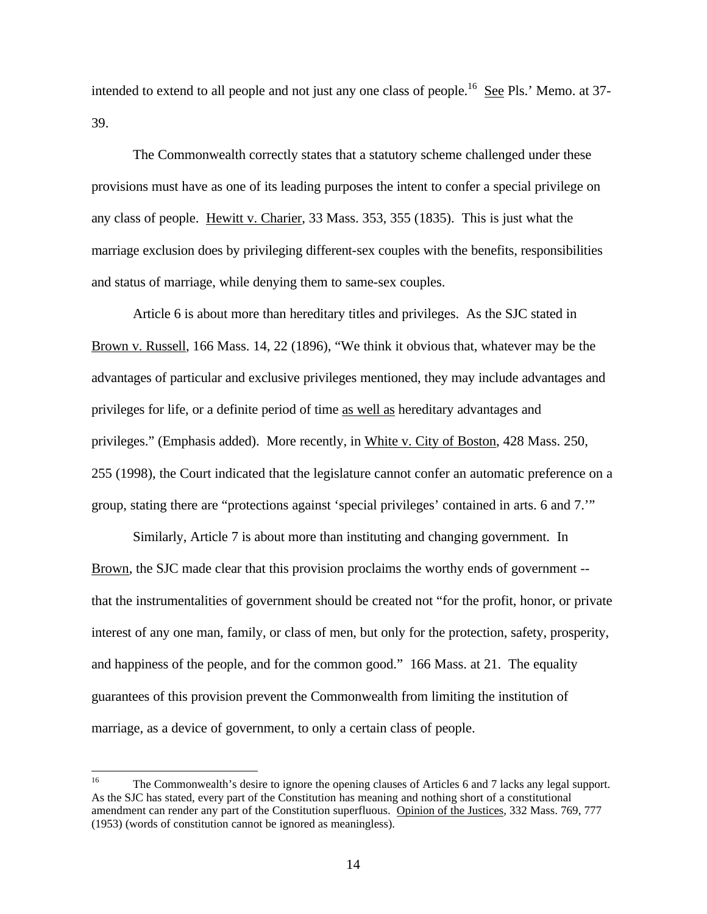intended to extend to all people and not just any one class of people.[16] See Pls.' Memo. at 37-39.

The Commonwealth correctly states that a statutory scheme challenged under these provisions must have as one of its leading purposes the intent to confer a special privilege on any class of people. Hewitt v. Charier, 33 Mass. 353, 355 (1835). This is just what the marriage exclusion does by privileging different-sex couples with the benefits, responsibilities and status of marriage, while denying them to same-sex couples.

Article 6 is about more than hereditary titles and privileges. As the SJC stated in Brown v. Russell, 166 Mass. 14, 22 (1896), "We think it obvious that, whatever may be the advantages of particular and exclusive privileges mentioned, they may include advantages and privileges for life, or a definite period of time as well as hereditary advantages and privileges." (Emphasis added). More recently, in White v. City of Boston, 428 Mass. 250, 255 (1998), the Court indicated that the legislature cannot confer an automatic preference on a group, stating there are "protections against 'special privileges' contained in arts. 6 and 7.'"

Similarly, Article 7 is about more than instituting and changing government. In Brown, the SJC made clear that this provision proclaims the worthy ends of government -- that the instrumentalities of government should be created not "for the profit, honor, or private interest of any one man, family, or class of men, but only for the protection, safety, prosperity, and happiness of the people, and for the common good." 166 Mass. at 21. The equality guarantees of this provision prevent the Commonwealth from limiting the institution of marriage, as a device of government, to only a certain class of people.

---

[16] The Commonwealth's desire to ignore the opening clauses of Articles 6 and 7 lacks any legal support. As the SJC has stated, every part of the Constitution has meaning and nothing short of a constitutional amendment can render any part of the Constitution superfluous. Opinion of the Justices, 332 Mass. 769, 777 (1953) (words of constitution cannot be ignored as meaningless).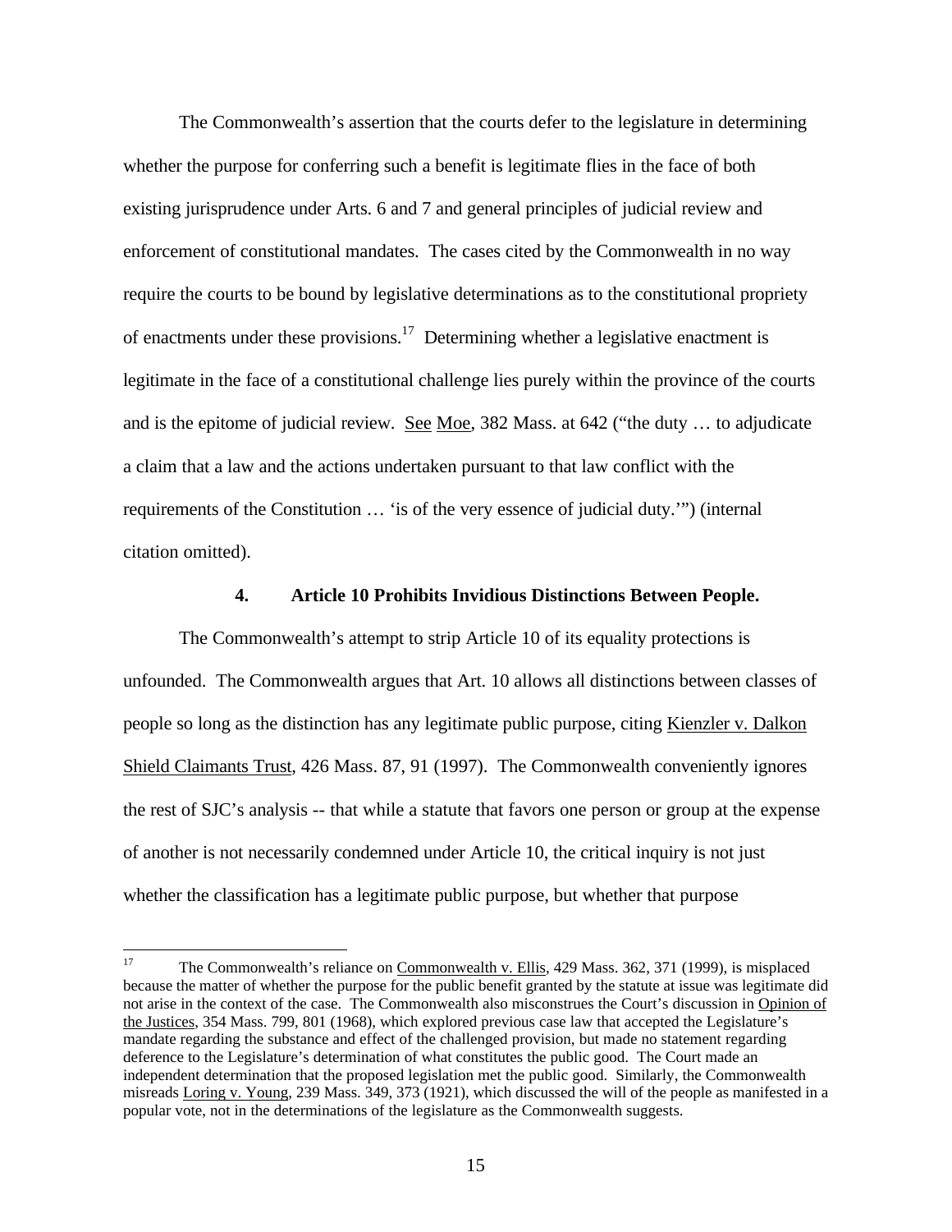The Commonwealth's assertion that the courts defer to the legislature in determining whether the purpose for conferring such a benefit is legitimate flies in the face of both existing jurisprudence under Arts. 6 and 7 and general principles of judicial review and enforcement of constitutional mandates. The cases cited by the Commonwealth in no way require the courts to be bound by legislative determinations as to the constitutional propriety of enactments under these provisions.[17] Determining whether a legislative enactment is legitimate in the face of a constitutional challenge lies purely within the province of the courts and is the epitome of judicial review. See Moe, 382 Mass. at 642 ("the duty … to adjudicate a claim that a law and the actions undertaken pursuant to that law conflict with the requirements of the Constitution … 'is of the very essence of judicial duty.'") (internal citation omitted).

#### 4. Article 10 Prohibits Invidious Distinctions Between People.

The Commonwealth's attempt to strip Article 10 of its equality protections is unfounded. The Commonwealth argues that Art. 10 allows all distinctions between classes of people so long as the distinction has any legitimate public purpose, citing Kienzler v. Dalkon Shield Claimants Trust, 426 Mass. 87, 91 (1997). The Commonwealth conveniently ignores the rest of SJC's analysis -- that while a statute that favors one person or group at the expense of another is not necessarily condemned under Article 10, the critical inquiry is not just whether the classification has a legitimate public purpose, but whether that purpose

[17] The Commonwealth's reliance on Commonwealth v. Ellis, 429 Mass. 362, 371 (1999), is misplaced because the matter of whether the purpose for the public benefit granted by the statute at issue was legitimate did not arise in the context of the case. The Commonwealth also misconstrues the Court's discussion in Opinion of the Justices, 354 Mass. 799, 801 (1968), which explored previous case law that accepted the Legislature's mandate regarding the substance and effect of the challenged provision, but made no statement regarding deference to the Legislature's determination of what constitutes the public good. The Court made an independent determination that the proposed legislation met the public good. Similarly, the Commonwealth misreads Loring v. Young, 239 Mass. 349, 373 (1921), which discussed the will of the people as manifested in a popular vote, not in the determinations of the legislature as the Commonwealth suggests.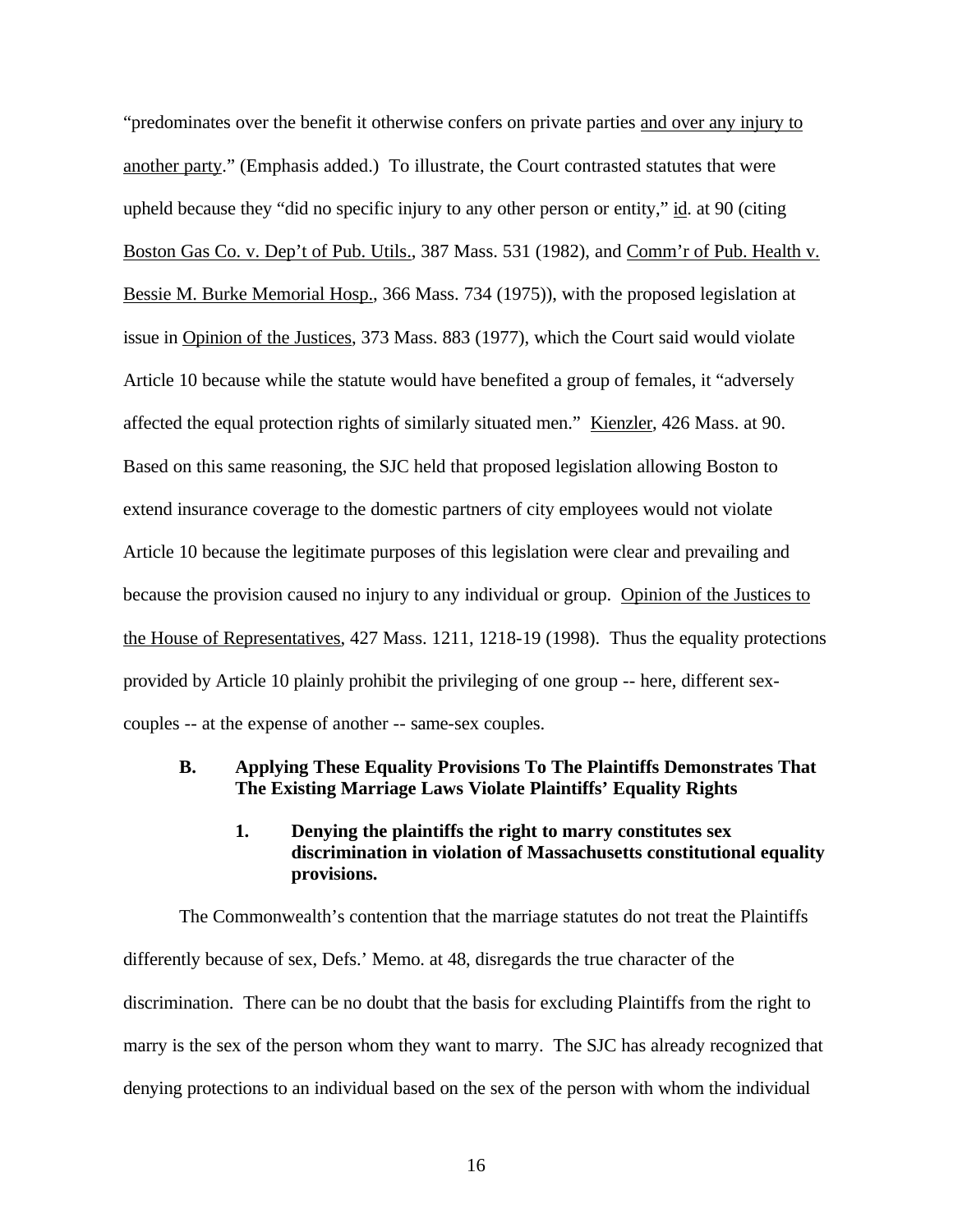"predominates over the benefit it otherwise confers on private parties and over any injury to another party." (Emphasis added.) To illustrate, the Court contrasted statutes that were upheld because they "did no specific injury to any other person or entity," id. at 90 (citing Boston Gas Co. v. Dep't of Pub. Utils., 387 Mass. 531 (1982), and Comm'r of Pub. Health v. Bessie M. Burke Memorial Hosp., 366 Mass. 734 (1975)), with the proposed legislation at issue in Opinion of the Justices, 373 Mass. 883 (1977), which the Court said would violate Article 10 because while the statute would have benefited a group of females, it "adversely affected the equal protection rights of similarly situated men." Kienzler, 426 Mass. at 90. Based on this same reasoning, the SJC held that proposed legislation allowing Boston to extend insurance coverage to the domestic partners of city employees would not violate Article 10 because the legitimate purposes of this legislation were clear and prevailing and because the provision caused no injury to any individual or group. Opinion of the Justices to the House of Representatives, 427 Mass. 1211, 1218-19 (1998). Thus the equality protections provided by Article 10 plainly prohibit the privileging of one group -- here, different sex-couples -- at the expense of another -- same-sex couples.

### B. Applying These Equality Provisions To The Plaintiffs Demonstrates That The Existing Marriage Laws Violate Plaintiffs' Equality Rights

#### 1. Denying the plaintiffs the right to marry constitutes sex discrimination in violation of Massachusetts constitutional equality provisions.

The Commonwealth's contention that the marriage statutes do not treat the Plaintiffs differently because of sex, Defs.' Memo. at 48, disregards the true character of the discrimination. There can be no doubt that the basis for excluding Plaintiffs from the right to marry is the sex of the person whom they want to marry. The SJC has already recognized that denying protections to an individual based on the sex of the person with whom the individual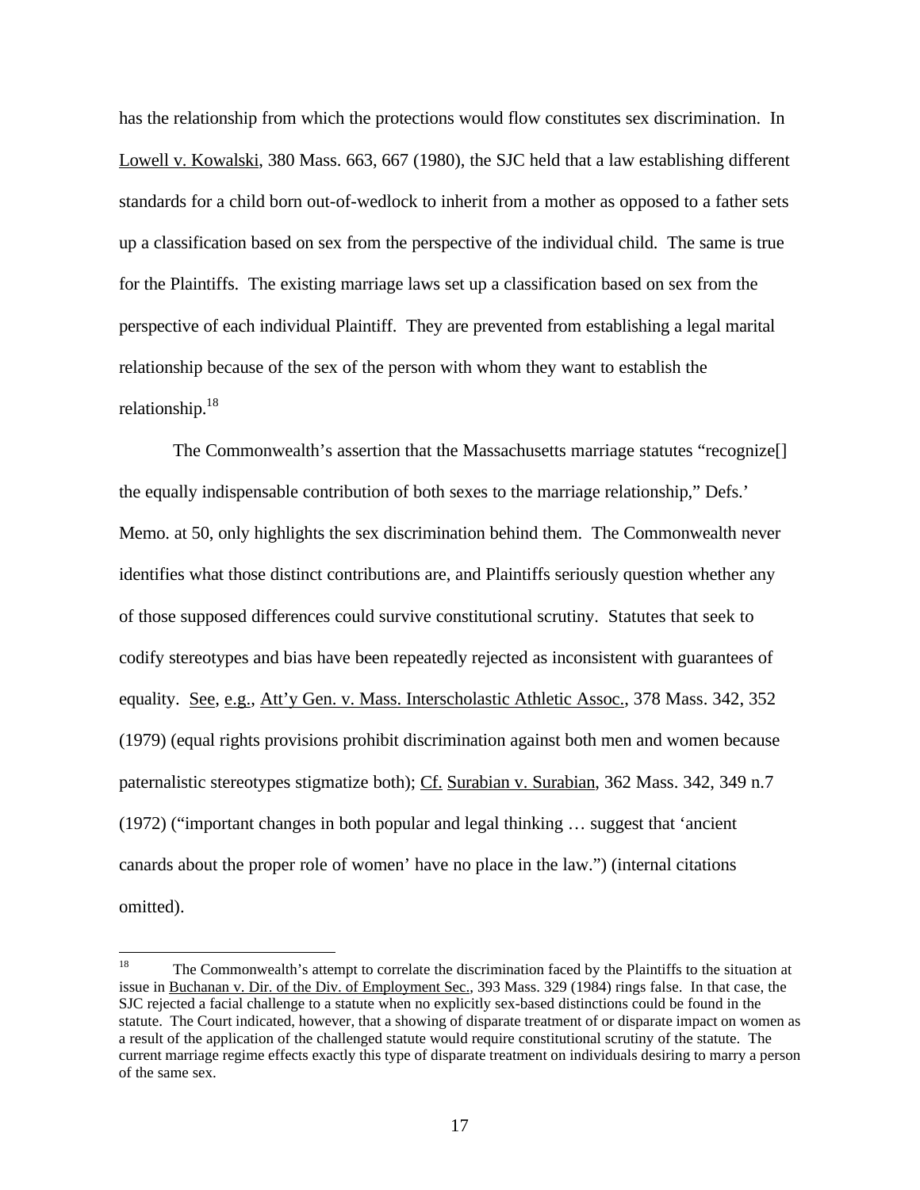has the relationship from which the protections would flow constitutes sex discrimination. In Lowell v. Kowalski, 380 Mass. 663, 667 (1980), the SJC held that a law establishing different standards for a child born out-of-wedlock to inherit from a mother as opposed to a father sets up a classification based on sex from the perspective of the individual child. The same is true for the Plaintiffs. The existing marriage laws set up a classification based on sex from the perspective of each individual Plaintiff. They are prevented from establishing a legal marital relationship because of the sex of the person with whom they want to establish the relationship.[18]

The Commonwealth's assertion that the Massachusetts marriage statutes "recognize[] the equally indispensable contribution of both sexes to the marriage relationship," Defs.' Memo. at 50, only highlights the sex discrimination behind them. The Commonwealth never identifies what those distinct contributions are, and Plaintiffs seriously question whether any of those supposed differences could survive constitutional scrutiny. Statutes that seek to codify stereotypes and bias have been repeatedly rejected as inconsistent with guarantees of equality. See, e.g., Att'y Gen. v. Mass. Interscholastic Athletic Assoc., 378 Mass. 342, 352 (1979) (equal rights provisions prohibit discrimination against both men and women because paternalistic stereotypes stigmatize both); Cf. Surabian v. Surabian, 362 Mass. 342, 349 n.7 (1972) ("important changes in both popular and legal thinking … suggest that 'ancient canards about the proper role of women' have no place in the law.") (internal citations omitted).

---

[18] The Commonwealth's attempt to correlate the discrimination faced by the Plaintiffs to the situation at issue in Buchanan v. Dir. of the Div. of Employment Sec., 393 Mass. 329 (1984) rings false. In that case, the SJC rejected a facial challenge to a statute when no explicitly sex-based distinctions could be found in the statute. The Court indicated, however, that a showing of disparate treatment of or disparate impact on women as a result of the application of the challenged statute would require constitutional scrutiny of the statute. The current marriage regime effects exactly this type of disparate treatment on individuals desiring to marry a person of the same sex.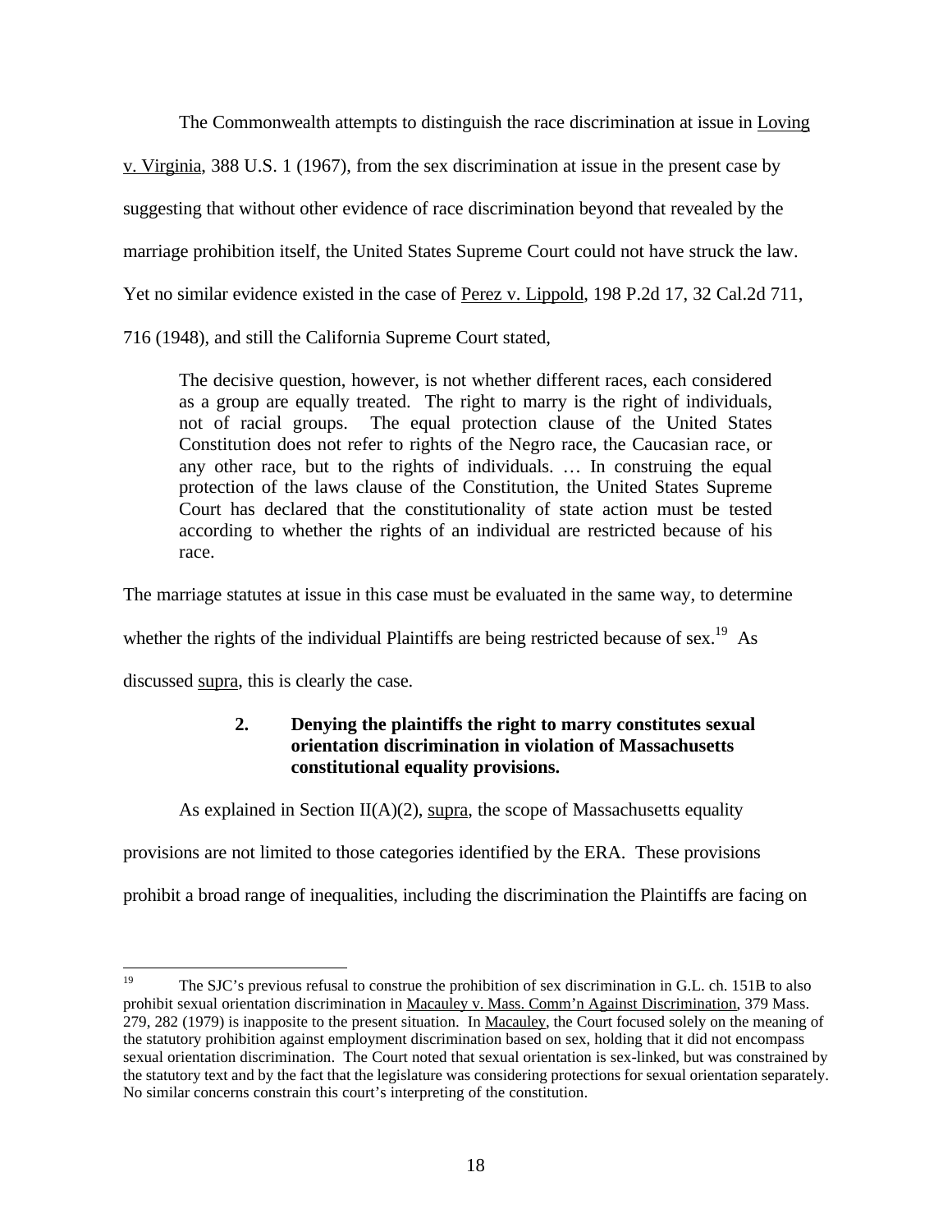The Commonwealth attempts to distinguish the race discrimination at issue in Loving v. Virginia, 388 U.S. 1 (1967), from the sex discrimination at issue in the present case by suggesting that without other evidence of race discrimination beyond that revealed by the marriage prohibition itself, the United States Supreme Court could not have struck the law. Yet no similar evidence existed in the case of Perez v. Lippold, 198 P.2d 17, 32 Cal.2d 711, 716 (1948), and still the California Supreme Court stated,

> The decisive question, however, is not whether different races, each considered as a group are equally treated. The right to marry is the right of individuals, not of racial groups. The equal protection clause of the United States Constitution does not refer to rights of the Negro race, the Caucasian race, or any other race, but to the rights of individuals. … In construing the equal protection of the laws clause of the Constitution, the United States Supreme Court has declared that the constitutionality of state action must be tested according to whether the rights of an individual are restricted because of his race.

The marriage statutes at issue in this case must be evaluated in the same way, to determine whether the rights of the individual Plaintiffs are being restricted because of sex.[19] As discussed supra, this is clearly the case.

### 2. Denying the plaintiffs the right to marry constitutes sexual orientation discrimination in violation of Massachusetts constitutional equality provisions.

As explained in Section II(A)(2), supra, the scope of Massachusetts equality provisions are not limited to those categories identified by the ERA. These provisions prohibit a broad range of inequalities, including the discrimination the Plaintiffs are facing on

[19] The SJC's previous refusal to construe the prohibition of sex discrimination in G.L. ch. 151B to also prohibit sexual orientation discrimination in Macauley v. Mass. Comm'n Against Discrimination, 379 Mass. 279, 282 (1979) is inapposite to the present situation. In Macauley, the Court focused solely on the meaning of the statutory prohibition against employment discrimination based on sex, holding that it did not encompass sexual orientation discrimination. The Court noted that sexual orientation is sex-linked, but was constrained by the statutory text and by the fact that the legislature was considering protections for sexual orientation separately. No similar concerns constrain this court's interpreting of the constitution.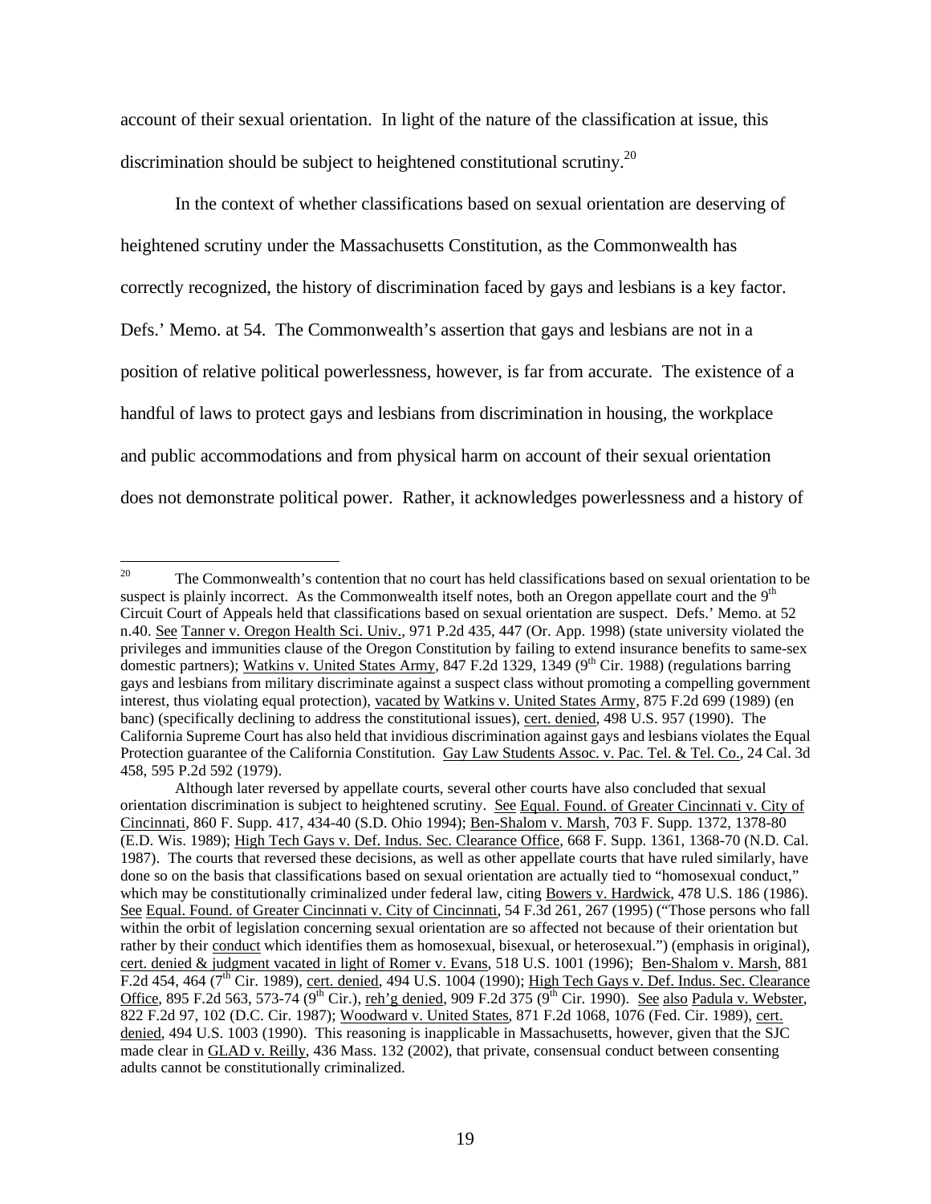account of their sexual orientation. In light of the nature of the classification at issue, this discrimination should be subject to heightened constitutional scrutiny.[20]

In the context of whether classifications based on sexual orientation are deserving of heightened scrutiny under the Massachusetts Constitution, as the Commonwealth has correctly recognized, the history of discrimination faced by gays and lesbians is a key factor. Defs.' Memo. at 54. The Commonwealth's assertion that gays and lesbians are not in a position of relative political powerlessness, however, is far from accurate. The existence of a handful of laws to protect gays and lesbians from discrimination in housing, the workplace and public accommodations and from physical harm on account of their sexual orientation does not demonstrate political power. Rather, it acknowledges powerlessness and a history of

---

[20] The Commonwealth's contention that no court has held classifications based on sexual orientation to be suspect is plainly incorrect. As the Commonwealth itself notes, both an Oregon appellate court and the 9th Circuit Court of Appeals held that classifications based on sexual orientation are suspect. Defs.' Memo. at 52 n.40. See Tanner v. Oregon Health Sci. Univ., 971 P.2d 435, 447 (Or. App. 1998) (state university violated the privileges and immunities clause of the Oregon Constitution by failing to extend insurance benefits to same-sex domestic partners); Watkins v. United States Army, 847 F.2d 1329, 1349 (9th Cir. 1988) (regulations barring gays and lesbians from military discriminate against a suspect class without promoting a compelling government interest, thus violating equal protection), vacated by Watkins v. United States Army, 875 F.2d 699 (1989) (en banc) (specifically declining to address the constitutional issues), cert. denied, 498 U.S. 957 (1990). The California Supreme Court has also held that invidious discrimination against gays and lesbians violates the Equal Protection guarantee of the California Constitution. Gay Law Students Assoc. v. Pac. Tel. & Tel. Co., 24 Cal. 3d 458, 595 P.2d 592 (1979).

Although later reversed by appellate courts, several other courts have also concluded that sexual orientation discrimination is subject to heightened scrutiny. See Equal. Found. of Greater Cincinnati v. City of Cincinnati, 860 F. Supp. 417, 434-40 (S.D. Ohio 1994); Ben-Shalom v. Marsh, 703 F. Supp. 1372, 1378-80 (E.D. Wis. 1989); High Tech Gays v. Def. Indus. Sec. Clearance Office, 668 F. Supp. 1361, 1368-70 (N.D. Cal. 1987). The courts that reversed these decisions, as well as other appellate courts that have ruled similarly, have done so on the basis that classifications based on sexual orientation are actually tied to "homosexual conduct," which may be constitutionally criminalized under federal law, citing Bowers v. Hardwick, 478 U.S. 186 (1986). See Equal. Found. of Greater Cincinnati v. City of Cincinnati, 54 F.3d 261, 267 (1995) ("Those persons who fall within the orbit of legislation concerning sexual orientation are so affected not because of their orientation but rather by their conduct which identifies them as homosexual, bisexual, or heterosexual.") (emphasis in original), cert. denied & judgment vacated in light of Romer v. Evans, 518 U.S. 1001 (1996); Ben-Shalom v. Marsh, 881 F.2d 454, 464 (7th Cir. 1989), cert. denied, 494 U.S. 1004 (1990); High Tech Gays v. Def. Indus. Sec. Clearance Office, 895 F.2d 563, 573-74 (9th Cir.), reh'g denied, 909 F.2d 375 (9th Cir. 1990). See also Padula v. Webster, 822 F.2d 97, 102 (D.C. Cir. 1987); Woodward v. United States, 871 F.2d 1068, 1076 (Fed. Cir. 1989), cert. denied, 494 U.S. 1003 (1990). This reasoning is inapplicable in Massachusetts, however, given that the SJC made clear in GLAD v. Reilly, 436 Mass. 132 (2002), that private, consensual conduct between consenting adults cannot be constitutionally criminalized.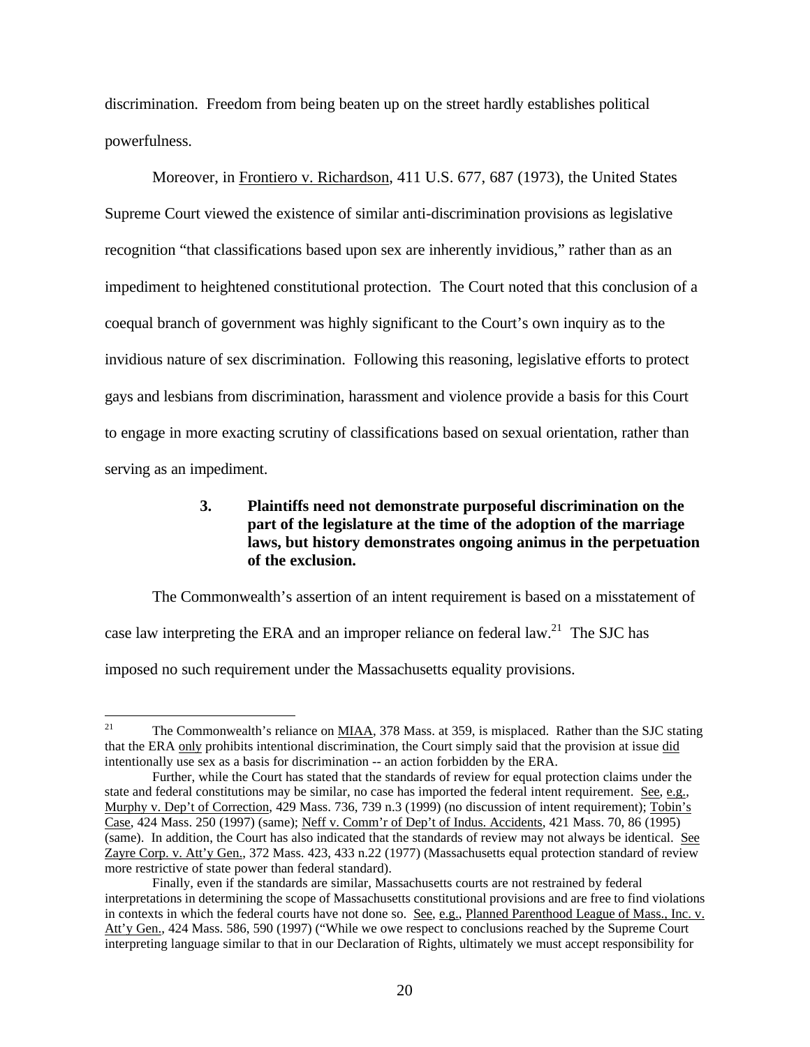discrimination. Freedom from being beaten up on the street hardly establishes political powerfulness.

Moreover, in Frontiero v. Richardson, 411 U.S. 677, 687 (1973), the United States Supreme Court viewed the existence of similar anti-discrimination provisions as legislative recognition "that classifications based upon sex are inherently invidious," rather than as an impediment to heightened constitutional protection. The Court noted that this conclusion of a coequal branch of government was highly significant to the Court's own inquiry as to the invidious nature of sex discrimination. Following this reasoning, legislative efforts to protect gays and lesbians from discrimination, harassment and violence provide a basis for this Court to engage in more exacting scrutiny of classifications based on sexual orientation, rather than serving as an impediment.

#### 3. Plaintiffs need not demonstrate purposeful discrimination on the part of the legislature at the time of the adoption of the marriage laws, but history demonstrates ongoing animus in the perpetuation of the exclusion.

The Commonwealth's assertion of an intent requirement is based on a misstatement of case law interpreting the ERA and an improper reliance on federal law.[21] The SJC has imposed no such requirement under the Massachusetts equality provisions.

---

[21] The Commonwealth's reliance on MIAA, 378 Mass. at 359, is misplaced. Rather than the SJC stating that the ERA only prohibits intentional discrimination, the Court simply said that the provision at issue did intentionally use sex as a basis for discrimination -- an action forbidden by the ERA.

Further, while the Court has stated that the standards of review for equal protection claims under the state and federal constitutions may be similar, no case has imported the federal intent requirement. See, e.g., Murphy v. Dep't of Correction, 429 Mass. 736, 739 n.3 (1999) (no discussion of intent requirement); Tobin's Case, 424 Mass. 250 (1997) (same); Neff v. Comm'r of Dep't of Indus. Accidents, 421 Mass. 70, 86 (1995) (same). In addition, the Court has also indicated that the standards of review may not always be identical. See Zayre Corp. v. Att'y Gen., 372 Mass. 423, 433 n.22 (1977) (Massachusetts equal protection standard of review more restrictive of state power than federal standard).

Finally, even if the standards are similar, Massachusetts courts are not restrained by federal interpretations in determining the scope of Massachusetts constitutional provisions and are free to find violations in contexts in which the federal courts have not done so. See, e.g., Planned Parenthood League of Mass., Inc. v. Att'y Gen., 424 Mass. 586, 590 (1997) ("While we owe respect to conclusions reached by the Supreme Court interpreting language similar to that in our Declaration of Rights, ultimately we must accept responsibility for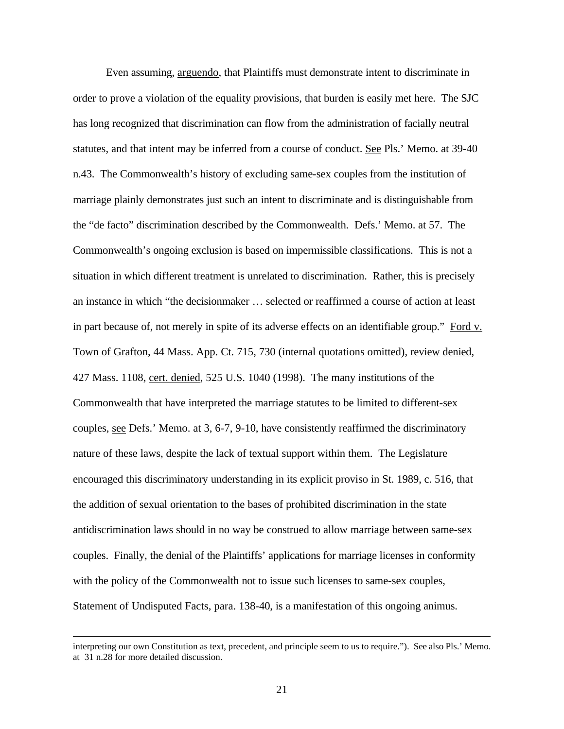Even assuming, arguendo, that Plaintiffs must demonstrate intent to discriminate in order to prove a violation of the equality provisions, that burden is easily met here. The SJC has long recognized that discrimination can flow from the administration of facially neutral statutes, and that intent may be inferred from a course of conduct. See Pls.' Memo. at 39-40 n.43. The Commonwealth's history of excluding same-sex couples from the institution of marriage plainly demonstrates just such an intent to discriminate and is distinguishable from the "de facto" discrimination described by the Commonwealth. Defs.' Memo. at 57. The Commonwealth's ongoing exclusion is based on impermissible classifications. This is not a situation in which different treatment is unrelated to discrimination. Rather, this is precisely an instance in which "the decisionmaker … selected or reaffirmed a course of action at least in part because of, not merely in spite of its adverse effects on an identifiable group." Ford v. Town of Grafton, 44 Mass. App. Ct. 715, 730 (internal quotations omitted), review denied, 427 Mass. 1108, cert. denied, 525 U.S. 1040 (1998). The many institutions of the Commonwealth that have interpreted the marriage statutes to be limited to different-sex couples, see Defs.' Memo. at 3, 6-7, 9-10, have consistently reaffirmed the discriminatory nature of these laws, despite the lack of textual support within them. The Legislature encouraged this discriminatory understanding in its explicit proviso in St. 1989, c. 516, that the addition of sexual orientation to the bases of prohibited discrimination in the state antidiscrimination laws should in no way be construed to allow marriage between same-sex couples. Finally, the denial of the Plaintiffs' applications for marriage licenses in conformity with the policy of the Commonwealth not to issue such licenses to same-sex couples, Statement of Undisputed Facts, para. 138-40, is a manifestation of this ongoing animus.

---

interpreting our own Constitution as text, precedent, and principle seem to us to require."). See also Pls.' Memo. at 31 n.28 for more detailed discussion.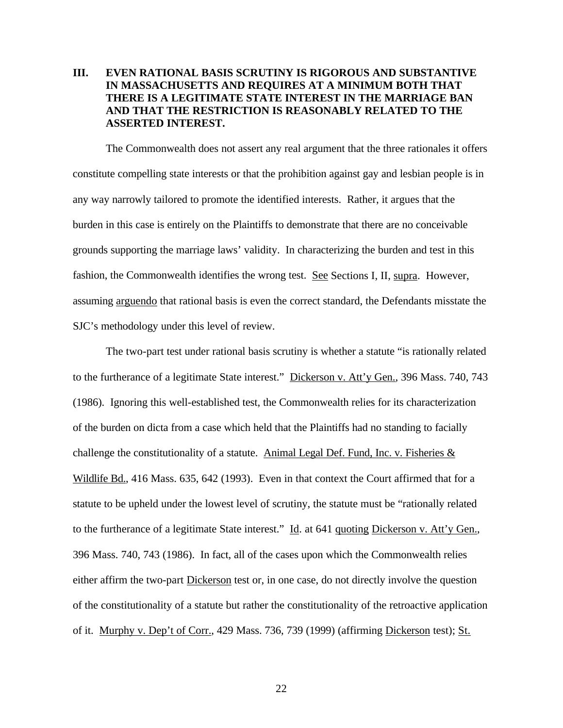## III. EVEN RATIONAL BASIS SCRUTINY IS RIGOROUS AND SUBSTANTIVE IN MASSACHUSETTS AND REQUIRES AT A MINIMUM BOTH THAT THERE IS A LEGITIMATE STATE INTEREST IN THE MARRIAGE BAN AND THAT THE RESTRICTION IS REASONABLY RELATED TO THE ASSERTED INTEREST.

The Commonwealth does not assert any real argument that the three rationales it offers constitute compelling state interests or that the prohibition against gay and lesbian people is in any way narrowly tailored to promote the identified interests. Rather, it argues that the burden in this case is entirely on the Plaintiffs to demonstrate that there are no conceivable grounds supporting the marriage laws' validity. In characterizing the burden and test in this fashion, the Commonwealth identifies the wrong test. See Sections I, II, supra. However, assuming arguendo that rational basis is even the correct standard, the Defendants misstate the SJC's methodology under this level of review.

The two-part test under rational basis scrutiny is whether a statute "is rationally related to the furtherance of a legitimate State interest." Dickerson v. Att'y Gen., 396 Mass. 740, 743 (1986). Ignoring this well-established test, the Commonwealth relies for its characterization of the burden on dicta from a case which held that the Plaintiffs had no standing to facially challenge the constitutionality of a statute. Animal Legal Def. Fund, Inc. v. Fisheries & Wildlife Bd., 416 Mass. 635, 642 (1993). Even in that context the Court affirmed that for a statute to be upheld under the lowest level of scrutiny, the statute must be "rationally related to the furtherance of a legitimate State interest." Id. at 641 quoting Dickerson v. Att'y Gen., 396 Mass. 740, 743 (1986). In fact, all of the cases upon which the Commonwealth relies either affirm the two-part Dickerson test or, in one case, do not directly involve the question of the constitutionality of a statute but rather the constitutionality of the retroactive application of it. Murphy v. Dep't of Corr., 429 Mass. 736, 739 (1999) (affirming Dickerson test); St.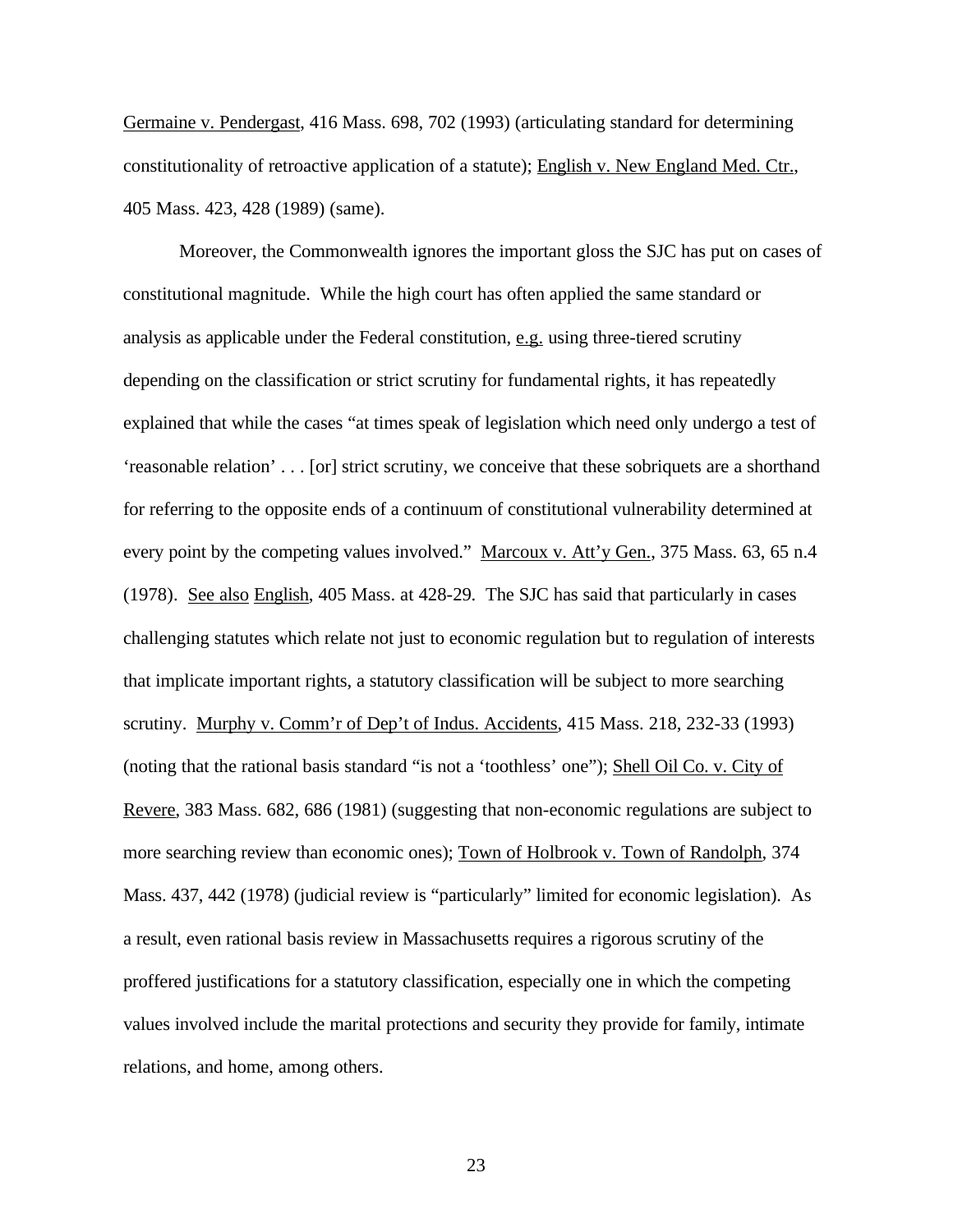Germaine v. Pendergast, 416 Mass. 698, 702 (1993) (articulating standard for determining constitutionality of retroactive application of a statute); English v. New England Med. Ctr., 405 Mass. 423, 428 (1989) (same).

Moreover, the Commonwealth ignores the important gloss the SJC has put on cases of constitutional magnitude. While the high court has often applied the same standard or analysis as applicable under the Federal constitution, e.g. using three-tiered scrutiny depending on the classification or strict scrutiny for fundamental rights, it has repeatedly explained that while the cases "at times speak of legislation which need only undergo a test of 'reasonable relation' . . . [or] strict scrutiny, we conceive that these sobriquets are a shorthand for referring to the opposite ends of a continuum of constitutional vulnerability determined at every point by the competing values involved." Marcoux v. Att'y Gen., 375 Mass. 63, 65 n.4 (1978). See also English, 405 Mass. at 428-29. The SJC has said that particularly in cases challenging statutes which relate not just to economic regulation but to regulation of interests that implicate important rights, a statutory classification will be subject to more searching scrutiny. Murphy v. Comm'r of Dep't of Indus. Accidents, 415 Mass. 218, 232-33 (1993) (noting that the rational basis standard "is not a 'toothless' one"); Shell Oil Co. v. City of Revere, 383 Mass. 682, 686 (1981) (suggesting that non-economic regulations are subject to more searching review than economic ones); Town of Holbrook v. Town of Randolph, 374 Mass. 437, 442 (1978) (judicial review is "particularly" limited for economic legislation). As a result, even rational basis review in Massachusetts requires a rigorous scrutiny of the proffered justifications for a statutory classification, especially one in which the competing values involved include the marital protections and security they provide for family, intimate relations, and home, among others.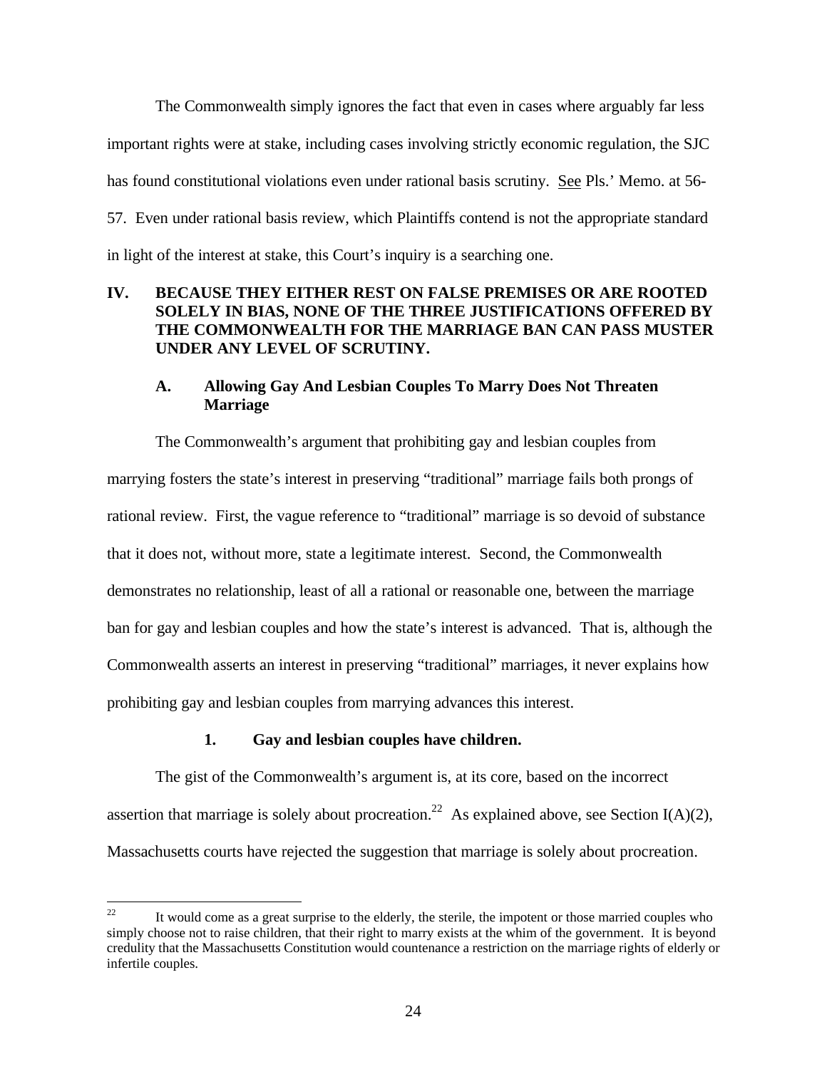The Commonwealth simply ignores the fact that even in cases where arguably far less important rights were at stake, including cases involving strictly economic regulation, the SJC has found constitutional violations even under rational basis scrutiny. See Pls.' Memo. at 56-57. Even under rational basis review, which Plaintiffs contend is not the appropriate standard in light of the interest at stake, this Court's inquiry is a searching one.

## IV. BECAUSE THEY EITHER REST ON FALSE PREMISES OR ARE ROOTED SOLELY IN BIAS, NONE OF THE THREE JUSTIFICATIONS OFFERED BY THE COMMONWEALTH FOR THE MARRIAGE BAN CAN PASS MUSTER UNDER ANY LEVEL OF SCRUTINY.

### A. Allowing Gay And Lesbian Couples To Marry Does Not Threaten Marriage

The Commonwealth's argument that prohibiting gay and lesbian couples from marrying fosters the state's interest in preserving "traditional" marriage fails both prongs of rational review. First, the vague reference to "traditional" marriage is so devoid of substance that it does not, without more, state a legitimate interest. Second, the Commonwealth demonstrates no relationship, least of all a rational or reasonable one, between the marriage ban for gay and lesbian couples and how the state's interest is advanced. That is, although the Commonwealth asserts an interest in preserving "traditional" marriages, it never explains how prohibiting gay and lesbian couples from marrying advances this interest.

#### 1. Gay and lesbian couples have children.

The gist of the Commonwealth's argument is, at its core, based on the incorrect assertion that marriage is solely about procreation.[22] As explained above, see Section I(A)(2), Massachusetts courts have rejected the suggestion that marriage is solely about procreation.

---

[22] It would come as a great surprise to the elderly, the sterile, the impotent or those married couples who simply choose not to raise children, that their right to marry exists at the whim of the government. It is beyond credulity that the Massachusetts Constitution would countenance a restriction on the marriage rights of elderly or infertile couples.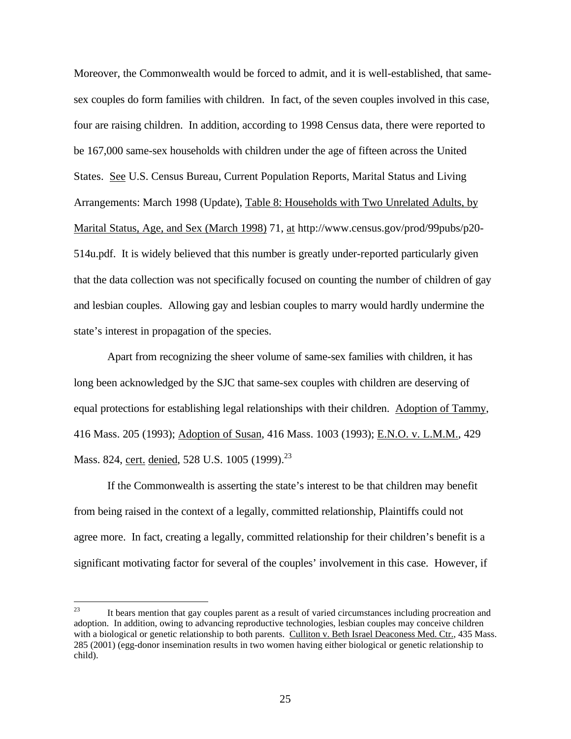Moreover, the Commonwealth would be forced to admit, and it is well-established, that same-sex couples do form families with children. In fact, of the seven couples involved in this case, four are raising children. In addition, according to 1998 Census data, there were reported to be 167,000 same-sex households with children under the age of fifteen across the United States. See U.S. Census Bureau, Current Population Reports, Marital Status and Living Arrangements: March 1998 (Update), Table 8: Households with Two Unrelated Adults, by Marital Status, Age, and Sex (March 1998) 71, at http://www.census.gov/prod/99pubs/p20-514u.pdf. It is widely believed that this number is greatly under-reported particularly given that the data collection was not specifically focused on counting the number of children of gay and lesbian couples. Allowing gay and lesbian couples to marry would hardly undermine the state's interest in propagation of the species.

Apart from recognizing the sheer volume of same-sex families with children, it has long been acknowledged by the SJC that same-sex couples with children are deserving of equal protections for establishing legal relationships with their children. Adoption of Tammy, 416 Mass. 205 (1993); Adoption of Susan, 416 Mass. 1003 (1993); E.N.O. v. L.M.M., 429 Mass. 824, cert. denied, 528 U.S. 1005 (1999).[23]

If the Commonwealth is asserting the state's interest to be that children may benefit from being raised in the context of a legally, committed relationship, Plaintiffs could not agree more. In fact, creating a legally, committed relationship for their children's benefit is a significant motivating factor for several of the couples' involvement in this case. However, if

---

[23] It bears mention that gay couples parent as a result of varied circumstances including procreation and adoption. In addition, owing to advancing reproductive technologies, lesbian couples may conceive children with a biological or genetic relationship to both parents. Culliton v. Beth Israel Deaconess Med. Ctr., 435 Mass. 285 (2001) (egg-donor insemination results in two women having either biological or genetic relationship to child).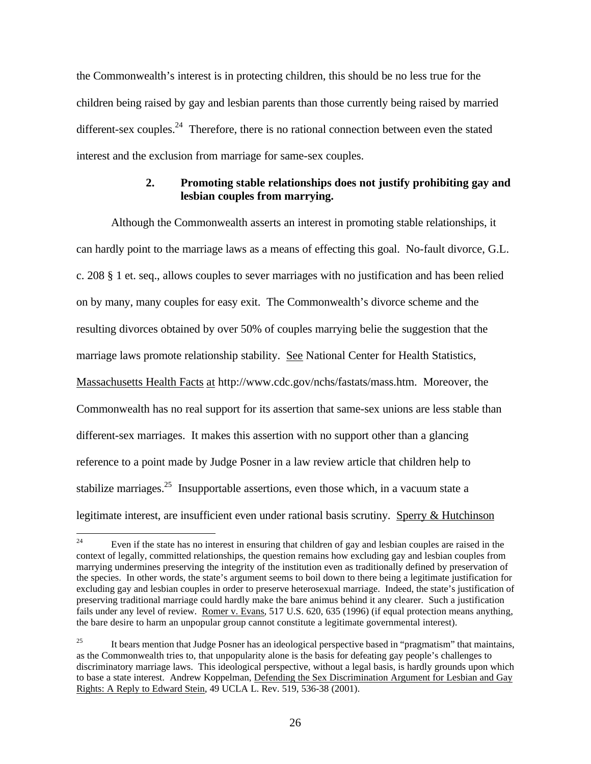the Commonwealth's interest is in protecting children, this should be no less true for the children being raised by gay and lesbian parents than those currently being raised by married different-sex couples.[24] Therefore, there is no rational connection between even the stated interest and the exclusion from marriage for same-sex couples.

### 2. Promoting stable relationships does not justify prohibiting gay and lesbian couples from marrying.

Although the Commonwealth asserts an interest in promoting stable relationships, it can hardly point to the marriage laws as a means of effecting this goal. No-fault divorce, G.L. c. 208 § 1 et. seq., allows couples to sever marriages with no justification and has been relied on by many, many couples for easy exit. The Commonwealth's divorce scheme and the resulting divorces obtained by over 50% of couples marrying belie the suggestion that the marriage laws promote relationship stability. See National Center for Health Statistics, Massachusetts Health Facts at http://www.cdc.gov/nchs/fastats/mass.htm. Moreover, the Commonwealth has no real support for its assertion that same-sex unions are less stable than different-sex marriages. It makes this assertion with no support other than a glancing reference to a point made by Judge Posner in a law review article that children help to stabilize marriages.[25] Insupportable assertions, even those which, in a vacuum state a legitimate interest, are insufficient even under rational basis scrutiny. Sperry & Hutchinson

---

[24] Even if the state has no interest in ensuring that children of gay and lesbian couples are raised in the context of legally, committed relationships, the question remains how excluding gay and lesbian couples from marrying undermines preserving the integrity of the institution even as traditionally defined by preservation of the species. In other words, the state's argument seems to boil down to there being a legitimate justification for excluding gay and lesbian couples in order to preserve heterosexual marriage. Indeed, the state's justification of preserving traditional marriage could hardly make the bare animus behind it any clearer. Such a justification fails under any level of review. Romer v. Evans, 517 U.S. 620, 635 (1996) (if equal protection means anything, the bare desire to harm an unpopular group cannot constitute a legitimate governmental interest).

[25] It bears mention that Judge Posner has an ideological perspective based in "pragmatism" that maintains, as the Commonwealth tries to, that unpopularity alone is the basis for defeating gay people's challenges to discriminatory marriage laws. This ideological perspective, without a legal basis, is hardly grounds upon which to base a state interest. Andrew Koppelman, Defending the Sex Discrimination Argument for Lesbian and Gay Rights: A Reply to Edward Stein, 49 UCLA L. Rev. 519, 536-38 (2001).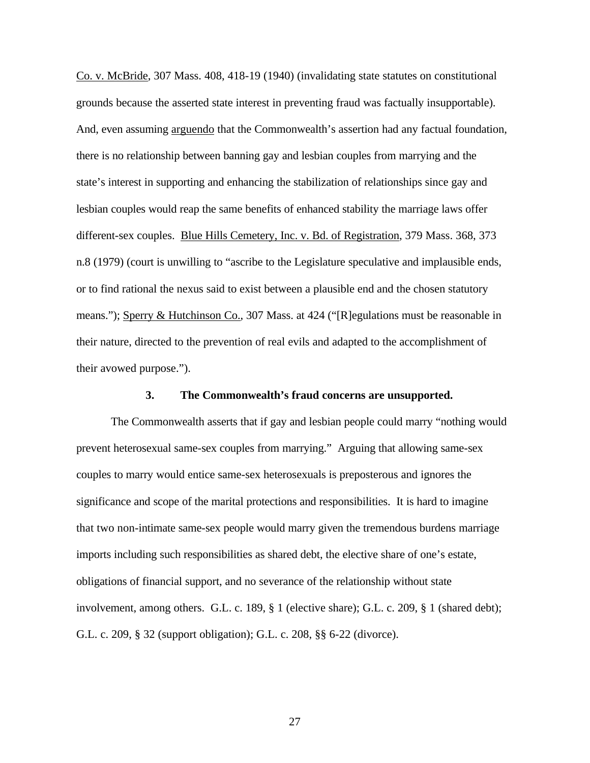Co. v. McBride, 307 Mass. 408, 418-19 (1940) (invalidating state statutes on constitutional grounds because the asserted state interest in preventing fraud was factually insupportable). And, even assuming arguendo that the Commonwealth's assertion had any factual foundation, there is no relationship between banning gay and lesbian couples from marrying and the state's interest in supporting and enhancing the stabilization of relationships since gay and lesbian couples would reap the same benefits of enhanced stability the marriage laws offer different-sex couples. Blue Hills Cemetery, Inc. v. Bd. of Registration, 379 Mass. 368, 373 n.8 (1979) (court is unwilling to "ascribe to the Legislature speculative and implausible ends, or to find rational the nexus said to exist between a plausible end and the chosen statutory means."); Sperry & Hutchinson Co., 307 Mass. at 424 ("[R]egulations must be reasonable in their nature, directed to the prevention of real evils and adapted to the accomplishment of their avowed purpose.").

### 3. The Commonwealth's fraud concerns are unsupported.

The Commonwealth asserts that if gay and lesbian people could marry "nothing would prevent heterosexual same-sex couples from marrying." Arguing that allowing same-sex couples to marry would entice same-sex heterosexuals is preposterous and ignores the significance and scope of the marital protections and responsibilities. It is hard to imagine that two non-intimate same-sex people would marry given the tremendous burdens marriage imports including such responsibilities as shared debt, the elective share of one's estate, obligations of financial support, and no severance of the relationship without state involvement, among others. G.L. c. 189, § 1 (elective share); G.L. c. 209, § 1 (shared debt); G.L. c. 209, § 32 (support obligation); G.L. c. 208, §§ 6-22 (divorce).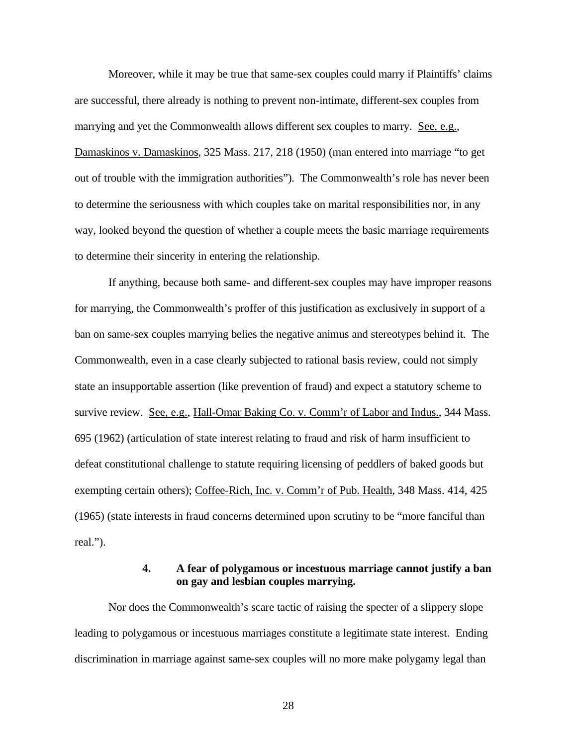Moreover, while it may be true that same-sex couples could marry if Plaintiffs' claims are successful, there already is nothing to prevent non-intimate, different-sex couples from marrying and yet the Commonwealth allows different sex couples to marry. See, e.g., Damaskinos v. Damaskinos, 325 Mass. 217, 218 (1950) (man entered into marriage "to get out of trouble with the immigration authorities"). The Commonwealth's role has never been to determine the seriousness with which couples take on marital responsibilities nor, in any way, looked beyond the question of whether a couple meets the basic marriage requirements to determine their sincerity in entering the relationship.

If anything, because both same- and different-sex couples may have improper reasons for marrying, the Commonwealth's proffer of this justification as exclusively in support of a ban on same-sex couples marrying belies the negative animus and stereotypes behind it. The Commonwealth, even in a case clearly subjected to rational basis review, could not simply state an insupportable assertion (like prevention of fraud) and expect a statutory scheme to survive review. See, e.g., Hall-Omar Baking Co. v. Comm'r of Labor and Indus., 344 Mass. 695 (1962) (articulation of state interest relating to fraud and risk of harm insufficient to defeat constitutional challenge to statute requiring licensing of peddlers of baked goods but exempting certain others); Coffee-Rich, Inc. v. Comm'r of Pub. Health, 348 Mass. 414, 425 (1965) (state interests in fraud concerns determined upon scrutiny to be "more fanciful than real.").

#### 4. A fear of polygamous or incestuous marriage cannot justify a ban on gay and lesbian couples marrying.

Nor does the Commonwealth's scare tactic of raising the specter of a slippery slope leading to polygamous or incestuous marriages constitute a legitimate state interest. Ending discrimination in marriage against same-sex couples will no more make polygamy legal than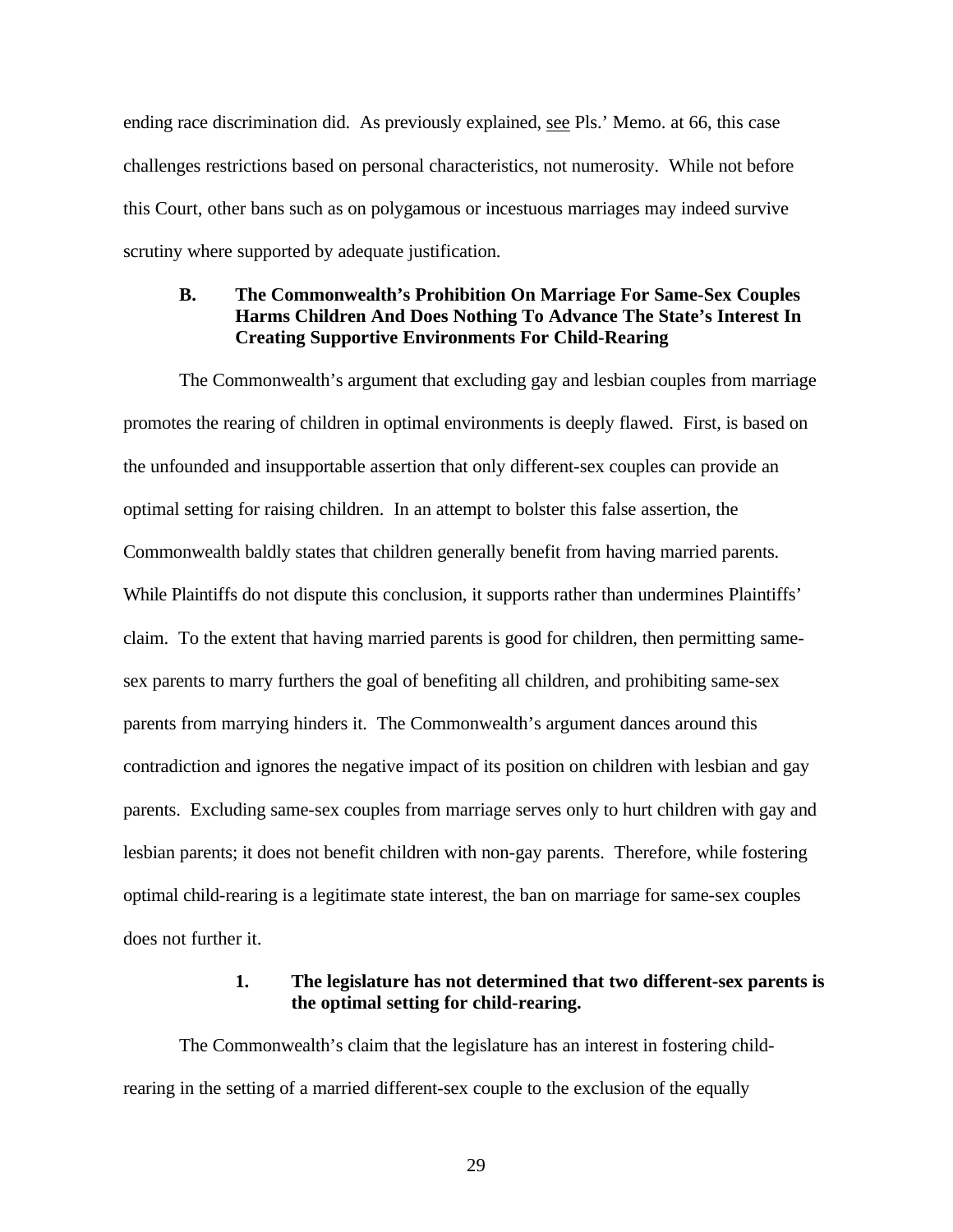ending race discrimination did. As previously explained, see Pls.' Memo. at 66, this case challenges restrictions based on personal characteristics, not numerosity. While not before this Court, other bans such as on polygamous or incestuous marriages may indeed survive scrutiny where supported by adequate justification.

### B. The Commonwealth's Prohibition On Marriage For Same-Sex Couples Harms Children And Does Nothing To Advance The State's Interest In Creating Supportive Environments For Child-Rearing

The Commonwealth's argument that excluding gay and lesbian couples from marriage promotes the rearing of children in optimal environments is deeply flawed. First, is based on the unfounded and insupportable assertion that only different-sex couples can provide an optimal setting for raising children. In an attempt to bolster this false assertion, the Commonwealth baldly states that children generally benefit from having married parents. While Plaintiffs do not dispute this conclusion, it supports rather than undermines Plaintiffs' claim. To the extent that having married parents is good for children, then permitting same-sex parents to marry furthers the goal of benefiting all children, and prohibiting same-sex parents from marrying hinders it. The Commonwealth's argument dances around this contradiction and ignores the negative impact of its position on children with lesbian and gay parents. Excluding same-sex couples from marriage serves only to hurt children with gay and lesbian parents; it does not benefit children with non-gay parents. Therefore, while fostering optimal child-rearing is a legitimate state interest, the ban on marriage for same-sex couples does not further it.

#### 1. The legislature has not determined that two different-sex parents is the optimal setting for child-rearing.

The Commonwealth's claim that the legislature has an interest in fostering child-rearing in the setting of a married different-sex couple to the exclusion of the equally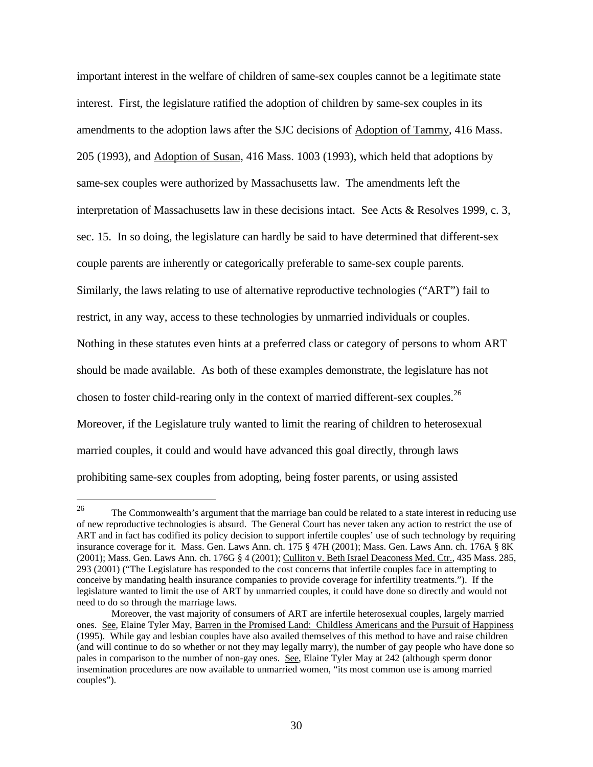important interest in the welfare of children of same-sex couples cannot be a legitimate state interest. First, the legislature ratified the adoption of children by same-sex couples in its amendments to the adoption laws after the SJC decisions of Adoption of Tammy, 416 Mass. 205 (1993), and Adoption of Susan, 416 Mass. 1003 (1993), which held that adoptions by same-sex couples were authorized by Massachusetts law. The amendments left the interpretation of Massachusetts law in these decisions intact. See Acts & Resolves 1999, c. 3, sec. 15. In so doing, the legislature can hardly be said to have determined that different-sex couple parents are inherently or categorically preferable to same-sex couple parents. Similarly, the laws relating to use of alternative reproductive technologies ("ART") fail to restrict, in any way, access to these technologies by unmarried individuals or couples. Nothing in these statutes even hints at a preferred class or category of persons to whom ART should be made available. As both of these examples demonstrate, the legislature has not chosen to foster child-rearing only in the context of married different-sex couples.[26] Moreover, if the Legislature truly wanted to limit the rearing of children to heterosexual married couples, it could and would have advanced this goal directly, through laws prohibiting same-sex couples from adopting, being foster parents, or using assisted

---

[26] The Commonwealth's argument that the marriage ban could be related to a state interest in reducing use of new reproductive technologies is absurd. The General Court has never taken any action to restrict the use of ART and in fact has codified its policy decision to support infertile couples' use of such technology by requiring insurance coverage for it. Mass. Gen. Laws Ann. ch. 175 § 47H (2001); Mass. Gen. Laws Ann. ch. 176A § 8K (2001); Mass. Gen. Laws Ann. ch. 176G § 4 (2001); Culliton v. Beth Israel Deaconess Med. Ctr., 435 Mass. 285, 293 (2001) ("The Legislature has responded to the cost concerns that infertile couples face in attempting to conceive by mandating health insurance companies to provide coverage for infertility treatments."). If the legislature wanted to limit the use of ART by unmarried couples, it could have done so directly and would not need to do so through the marriage laws.

Moreover, the vast majority of consumers of ART are infertile heterosexual couples, largely married ones. See, Elaine Tyler May, Barren in the Promised Land: Childless Americans and the Pursuit of Happiness (1995). While gay and lesbian couples have also availed themselves of this method to have and raise children (and will continue to do so whether or not they may legally marry), the number of gay people who have done so pales in comparison to the number of non-gay ones. See, Elaine Tyler May at 242 (although sperm donor insemination procedures are now available to unmarried women, "its most common use is among married couples").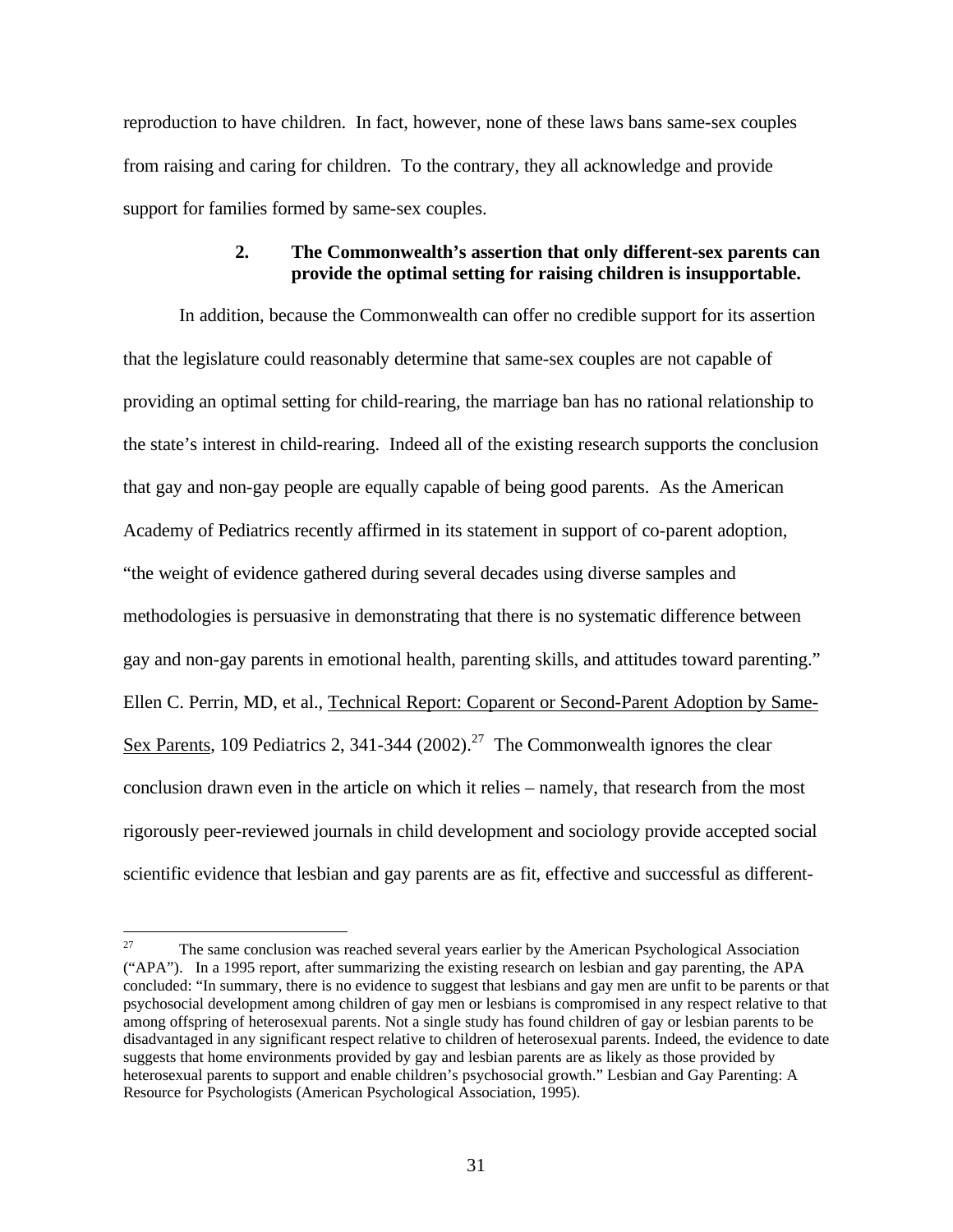reproduction to have children. In fact, however, none of these laws bans same-sex couples from raising and caring for children. To the contrary, they all acknowledge and provide support for families formed by same-sex couples.

**2. The Commonwealth's assertion that only different-sex parents can provide the optimal setting for raising children is insupportable.**

In addition, because the Commonwealth can offer no credible support for its assertion that the legislature could reasonably determine that same-sex couples are not capable of providing an optimal setting for child-rearing, the marriage ban has no rational relationship to the state's interest in child-rearing. Indeed all of the existing research supports the conclusion that gay and non-gay people are equally capable of being good parents. As the American Academy of Pediatrics recently affirmed in its statement in support of co-parent adoption, "the weight of evidence gathered during several decades using diverse samples and methodologies is persuasive in demonstrating that there is no systematic difference between gay and non-gay parents in emotional health, parenting skills, and attitudes toward parenting." Ellen C. Perrin, MD, et al., Technical Report: Coparent or Second-Parent Adoption by Same-Sex Parents, 109 Pediatrics 2, 341-344 (2002).[27] The Commonwealth ignores the clear conclusion drawn even in the article on which it relies – namely, that research from the most rigorously peer-reviewed journals in child development and sociology provide accepted social scientific evidence that lesbian and gay parents are as fit, effective and successful as different-

[27] The same conclusion was reached several years earlier by the American Psychological Association ("APA"). In a 1995 report, after summarizing the existing research on lesbian and gay parenting, the APA concluded: "In summary, there is no evidence to suggest that lesbians and gay men are unfit to be parents or that psychosocial development among children of gay men or lesbians is compromised in any respect relative to that among offspring of heterosexual parents. Not a single study has found children of gay or lesbian parents to be disadvantaged in any significant respect relative to children of heterosexual parents. Indeed, the evidence to date suggests that home environments provided by gay and lesbian parents are as likely as those provided by heterosexual parents to support and enable children's psychosocial growth." Lesbian and Gay Parenting: A Resource for Psychologists (American Psychological Association, 1995).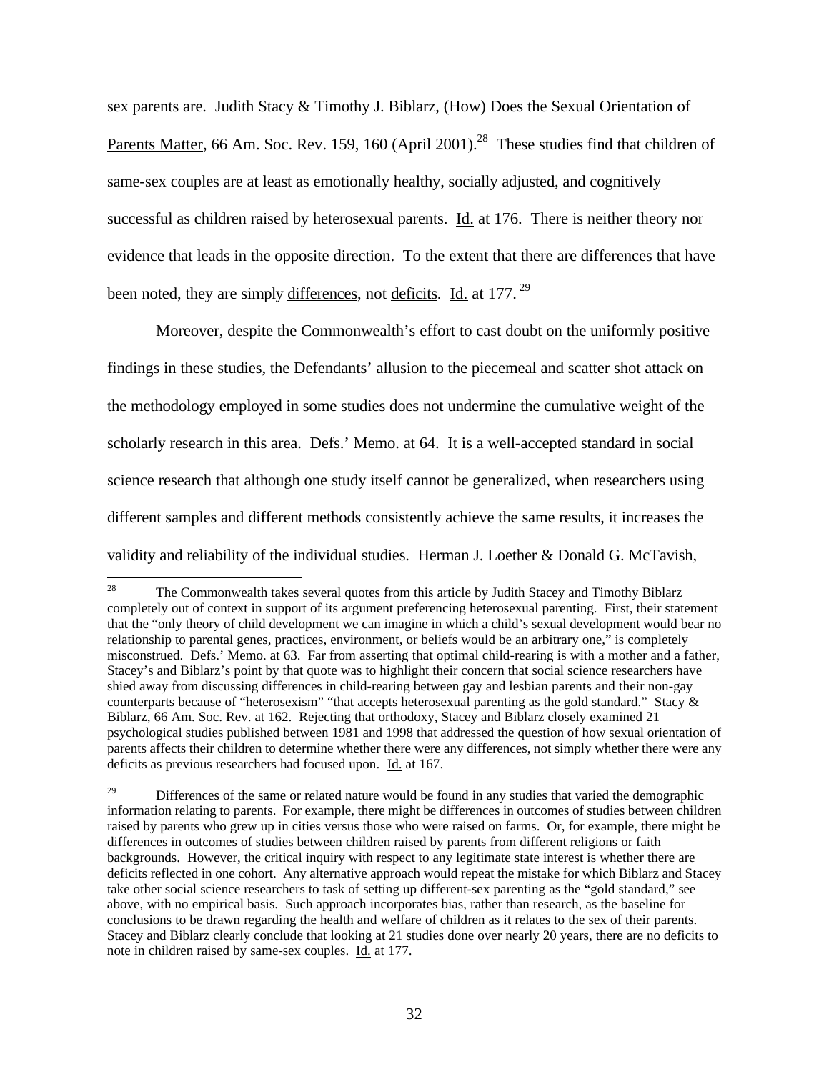sex parents are. Judith Stacy & Timothy J. Biblarz, (How) Does the Sexual Orientation of Parents Matter, 66 Am. Soc. Rev. 159, 160 (April 2001).[28] These studies find that children of same-sex couples are at least as emotionally healthy, socially adjusted, and cognitively successful as children raised by heterosexual parents. Id. at 176. There is neither theory nor evidence that leads in the opposite direction. To the extent that there are differences that have been noted, they are simply differences, not deficits. Id. at 177.[29]

Moreover, despite the Commonwealth's effort to cast doubt on the uniformly positive findings in these studies, the Defendants' allusion to the piecemeal and scatter shot attack on the methodology employed in some studies does not undermine the cumulative weight of the scholarly research in this area. Defs.' Memo. at 64. It is a well-accepted standard in social science research that although one study itself cannot be generalized, when researchers using different samples and different methods consistently achieve the same results, it increases the validity and reliability of the individual studies. Herman J. Loether & Donald G. McTavish,

---

[28] The Commonwealth takes several quotes from this article by Judith Stacey and Timothy Biblarz completely out of context in support of its argument preferencing heterosexual parenting. First, their statement that the "only theory of child development we can imagine in which a child's sexual development would bear no relationship to parental genes, practices, environment, or beliefs would be an arbitrary one," is completely misconstrued. Defs.' Memo. at 63. Far from asserting that optimal child-rearing is with a mother and a father, Stacey's and Biblarz's point by that quote was to highlight their concern that social science researchers have shied away from discussing differences in child-rearing between gay and lesbian parents and their non-gay counterparts because of "heterosexism" "that accepts heterosexual parenting as the gold standard." Stacy & Biblarz, 66 Am. Soc. Rev. at 162. Rejecting that orthodoxy, Stacey and Biblarz closely examined 21 psychological studies published between 1981 and 1998 that addressed the question of how sexual orientation of parents affects their children to determine whether there were any differences, not simply whether there were any deficits as previous researchers had focused upon. Id. at 167.

[29] Differences of the same or related nature would be found in any studies that varied the demographic information relating to parents. For example, there might be differences in outcomes of studies between children raised by parents who grew up in cities versus those who were raised on farms. Or, for example, there might be differences in outcomes of studies between children raised by parents from different religions or faith backgrounds. However, the critical inquiry with respect to any legitimate state interest is whether there are deficits reflected in one cohort. Any alternative approach would repeat the mistake for which Biblarz and Stacey take other social science researchers to task of setting up different-sex parenting as the "gold standard," see above, with no empirical basis. Such approach incorporates bias, rather than research, as the baseline for conclusions to be drawn regarding the health and welfare of children as it relates to the sex of their parents. Stacey and Biblarz clearly conclude that looking at 21 studies done over nearly 20 years, there are no deficits to note in children raised by same-sex couples. Id. at 177.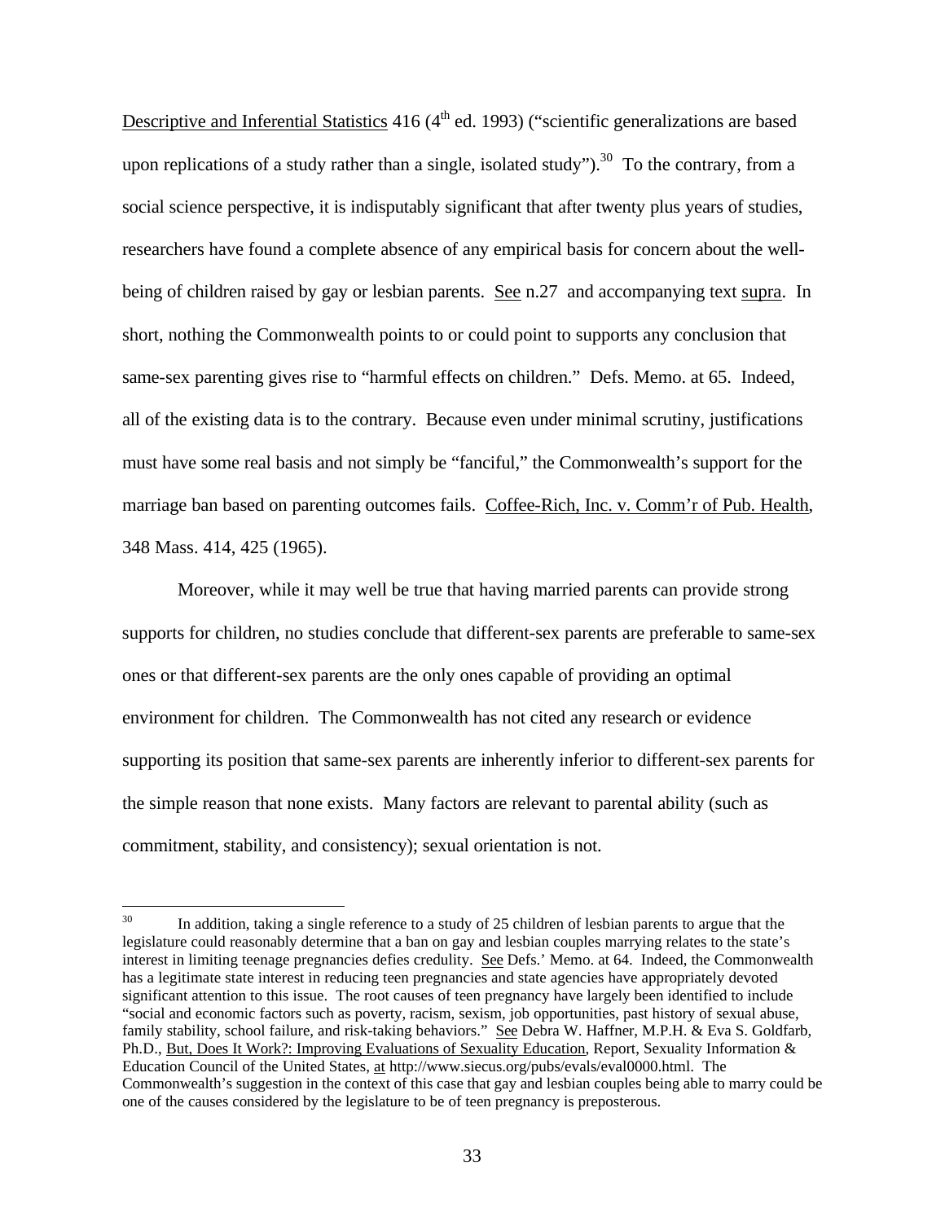Descriptive and Inferential Statistics 416 (4th ed. 1993) ("scientific generalizations are based upon replications of a study rather than a single, isolated study").[30] To the contrary, from a social science perspective, it is indisputably significant that after twenty plus years of studies, researchers have found a complete absence of any empirical basis for concern about the well-being of children raised by gay or lesbian parents. See n.27 and accompanying text supra. In short, nothing the Commonwealth points to or could point to supports any conclusion that same-sex parenting gives rise to "harmful effects on children." Defs. Memo. at 65. Indeed, all of the existing data is to the contrary. Because even under minimal scrutiny, justifications must have some real basis and not simply be "fanciful," the Commonwealth's support for the marriage ban based on parenting outcomes fails. Coffee-Rich, Inc. v. Comm'r of Pub. Health, 348 Mass. 414, 425 (1965).

Moreover, while it may well be true that having married parents can provide strong supports for children, no studies conclude that different-sex parents are preferable to same-sex ones or that different-sex parents are the only ones capable of providing an optimal environment for children. The Commonwealth has not cited any research or evidence supporting its position that same-sex parents are inherently inferior to different-sex parents for the simple reason that none exists. Many factors are relevant to parental ability (such as commitment, stability, and consistency); sexual orientation is not.

[30] In addition, taking a single reference to a study of 25 children of lesbian parents to argue that the legislature could reasonably determine that a ban on gay and lesbian couples marrying relates to the state's interest in limiting teenage pregnancies defies credulity. See Defs.' Memo. at 64. Indeed, the Commonwealth has a legitimate state interest in reducing teen pregnancies and state agencies have appropriately devoted significant attention to this issue. The root causes of teen pregnancy have largely been identified to include "social and economic factors such as poverty, racism, sexism, job opportunities, past history of sexual abuse, family stability, school failure, and risk-taking behaviors." See Debra W. Haffner, M.P.H. & Eva S. Goldfarb, Ph.D., But, Does It Work?: Improving Evaluations of Sexuality Education, Report, Sexuality Information & Education Council of the United States, at http://www.siecus.org/pubs/evals/eval0000.html. The Commonwealth's suggestion in the context of this case that gay and lesbian couples being able to marry could be one of the causes considered by the legislature to be of teen pregnancy is preposterous.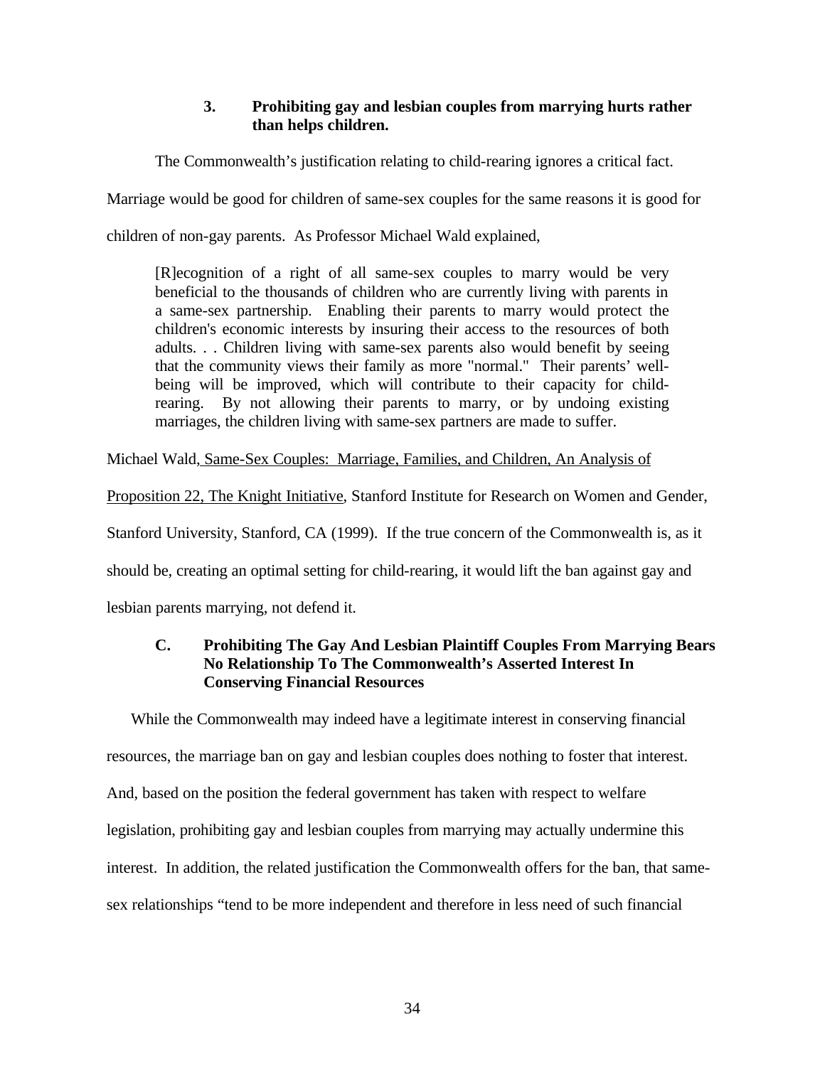### 3. Prohibiting gay and lesbian couples from marrying hurts rather than helps children.

The Commonwealth's justification relating to child-rearing ignores a critical fact. Marriage would be good for children of same-sex couples for the same reasons it is good for children of non-gay parents. As Professor Michael Wald explained,

> [R]ecognition of a right of all same-sex couples to marry would be very beneficial to the thousands of children who are currently living with parents in a same-sex partnership. Enabling their parents to marry would protect the children's economic interests by insuring their access to the resources of both adults. . . Children living with same-sex parents also would benefit by seeing that the community views their family as more "normal." Their parents' well-being will be improved, which will contribute to their capacity for child-rearing. By not allowing their parents to marry, or by undoing existing marriages, the children living with same-sex partners are made to suffer.

Michael Wald, Same-Sex Couples: Marriage, Families, and Children, An Analysis of Proposition 22, The Knight Initiative, Stanford Institute for Research on Women and Gender, Stanford University, Stanford, CA (1999). If the true concern of the Commonwealth is, as it should be, creating an optimal setting for child-rearing, it would lift the ban against gay and lesbian parents marrying, not defend it.

## C. Prohibiting The Gay And Lesbian Plaintiff Couples From Marrying Bears No Relationship To The Commonwealth's Asserted Interest In Conserving Financial Resources

While the Commonwealth may indeed have a legitimate interest in conserving financial resources, the marriage ban on gay and lesbian couples does nothing to foster that interest. And, based on the position the federal government has taken with respect to welfare legislation, prohibiting gay and lesbian couples from marrying may actually undermine this interest. In addition, the related justification the Commonwealth offers for the ban, that same-sex relationships "tend to be more independent and therefore in less need of such financial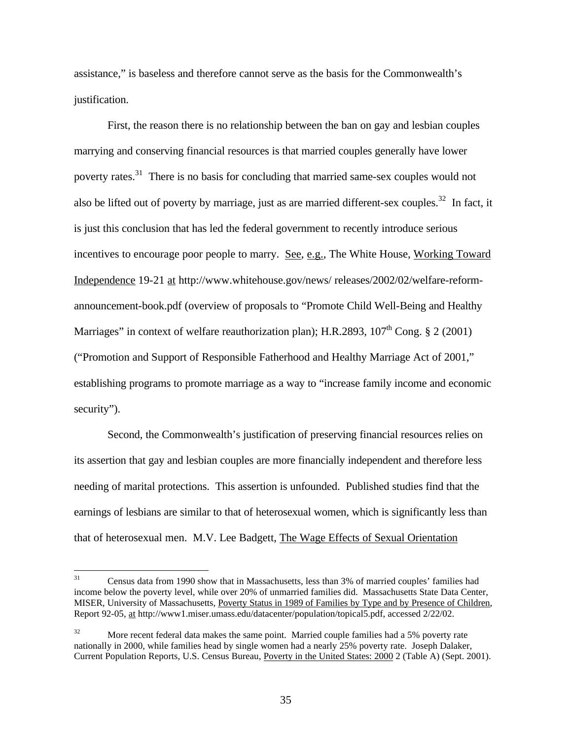assistance," is baseless and therefore cannot serve as the basis for the Commonwealth's justification.

First, the reason there is no relationship between the ban on gay and lesbian couples marrying and conserving financial resources is that married couples generally have lower poverty rates.[31] There is no basis for concluding that married same-sex couples would not also be lifted out of poverty by marriage, just as are married different-sex couples.[32] In fact, it is just this conclusion that has led the federal government to recently introduce serious incentives to encourage poor people to marry. See, e.g., The White House, Working Toward Independence 19-21 at http://www.whitehouse.gov/news/ releases/2002/02/welfare-reform-announcement-book.pdf (overview of proposals to "Promote Child Well-Being and Healthy Marriages" in context of welfare reauthorization plan); H.R.2893, 107th Cong. § 2 (2001) ("Promotion and Support of Responsible Fatherhood and Healthy Marriage Act of 2001," establishing programs to promote marriage as a way to "increase family income and economic security").

Second, the Commonwealth's justification of preserving financial resources relies on its assertion that gay and lesbian couples are more financially independent and therefore less needing of marital protections. This assertion is unfounded. Published studies find that the earnings of lesbians are similar to that of heterosexual women, which is significantly less than that of heterosexual men. M.V. Lee Badgett, The Wage Effects of Sexual Orientation

---

[31] Census data from 1990 show that in Massachusetts, less than 3% of married couples' families had income below the poverty level, while over 20% of unmarried families did. Massachusetts State Data Center, MISER, University of Massachusetts, Poverty Status in 1989 of Families by Type and by Presence of Children, Report 92-05, at http://www1.miser.umass.edu/datacenter/population/topical5.pdf, accessed 2/22/02.

[32] More recent federal data makes the same point. Married couple families had a 5% poverty rate nationally in 2000, while families head by single women had a nearly 25% poverty rate. Joseph Dalaker, Current Population Reports, U.S. Census Bureau, Poverty in the United States: 2000 2 (Table A) (Sept. 2001).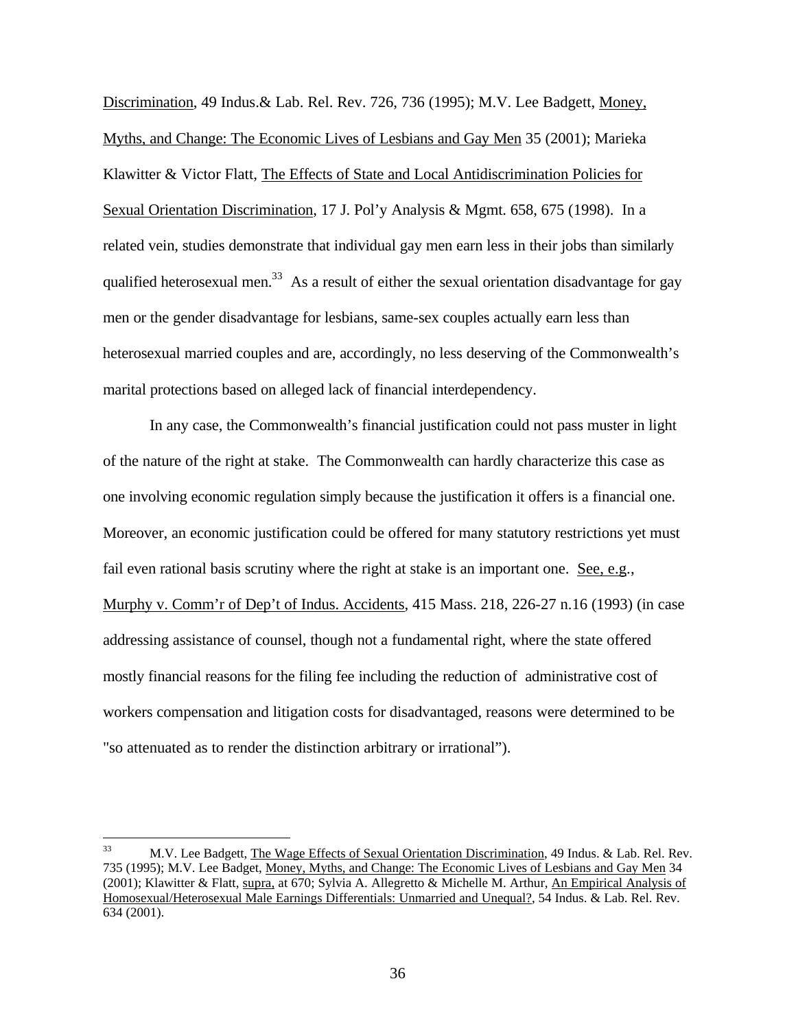Discrimination, 49 Indus.& Lab. Rel. Rev. 726, 736 (1995); M.V. Lee Badgett, Money, Myths, and Change: The Economic Lives of Lesbians and Gay Men 35 (2001); Marieka Klawitter & Victor Flatt, The Effects of State and Local Antidiscrimination Policies for Sexual Orientation Discrimination, 17 J. Pol'y Analysis & Mgmt. 658, 675 (1998). In a related vein, studies demonstrate that individual gay men earn less in their jobs than similarly qualified heterosexual men.[33] As a result of either the sexual orientation disadvantage for gay men or the gender disadvantage for lesbians, same-sex couples actually earn less than heterosexual married couples and are, accordingly, no less deserving of the Commonwealth's marital protections based on alleged lack of financial interdependency.

In any case, the Commonwealth's financial justification could not pass muster in light of the nature of the right at stake. The Commonwealth can hardly characterize this case as one involving economic regulation simply because the justification it offers is a financial one. Moreover, an economic justification could be offered for many statutory restrictions yet must fail even rational basis scrutiny where the right at stake is an important one. See, e.g., Murphy v. Comm'r of Dep't of Indus. Accidents, 415 Mass. 218, 226-27 n.16 (1993) (in case addressing assistance of counsel, though not a fundamental right, where the state offered mostly financial reasons for the filing fee including the reduction of administrative cost of workers compensation and litigation costs for disadvantaged, reasons were determined to be "so attenuated as to render the distinction arbitrary or irrational").

---

[33] M.V. Lee Badgett, The Wage Effects of Sexual Orientation Discrimination, 49 Indus. & Lab. Rel. Rev. 735 (1995); M.V. Lee Badget, Money, Myths, and Change: The Economic Lives of Lesbians and Gay Men 34 (2001); Klawitter & Flatt, supra, at 670; Sylvia A. Allegretto & Michelle M. Arthur, An Empirical Analysis of Homosexual/Heterosexual Male Earnings Differentials: Unmarried and Unequal?, 54 Indus. & Lab. Rel. Rev. 634 (2001).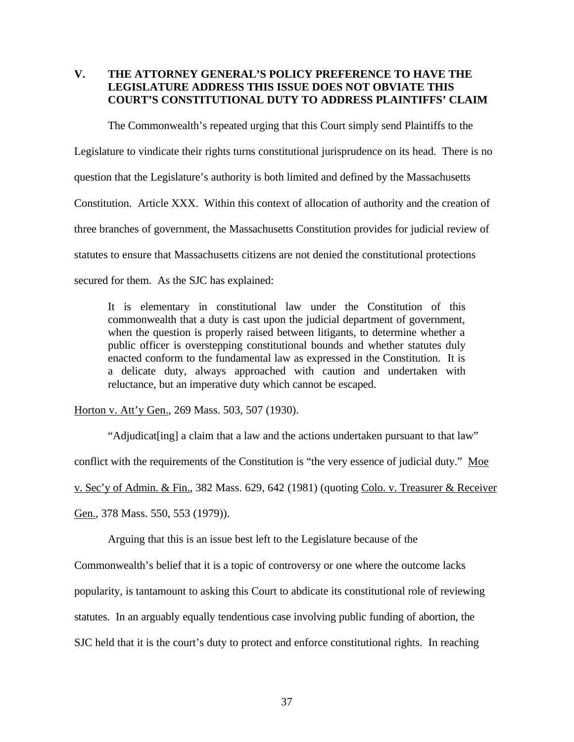## V. THE ATTORNEY GENERAL'S POLICY PREFERENCE TO HAVE THE LEGISLATURE ADDRESS THIS ISSUE DOES NOT OBVIATE THIS COURT'S CONSTITUTIONAL DUTY TO ADDRESS PLAINTIFFS' CLAIM

The Commonwealth's repeated urging that this Court simply send Plaintiffs to the Legislature to vindicate their rights turns constitutional jurisprudence on its head. There is no question that the Legislature's authority is both limited and defined by the Massachusetts Constitution. Article XXX. Within this context of allocation of authority and the creation of three branches of government, the Massachusetts Constitution provides for judicial review of statutes to ensure that Massachusetts citizens are not denied the constitutional protections secured for them. As the SJC has explained:

> It is elementary in constitutional law under the Constitution of this commonwealth that a duty is cast upon the judicial department of government, when the question is properly raised between litigants, to determine whether a public officer is overstepping constitutional bounds and whether statutes duly enacted conform to the fundamental law as expressed in the Constitution. It is a delicate duty, always approached with caution and undertaken with reluctance, but an imperative duty which cannot be escaped.

Horton v. Att'y Gen., 269 Mass. 503, 507 (1930).

"Adjudicat[ing] a claim that a law and the actions undertaken pursuant to that law" conflict with the requirements of the Constitution is "the very essence of judicial duty." Moe v. Sec'y of Admin. & Fin., 382 Mass. 629, 642 (1981) (quoting Colo. v. Treasurer & Receiver Gen., 378 Mass. 550, 553 (1979)).

Arguing that this is an issue best left to the Legislature because of the Commonwealth's belief that it is a topic of controversy or one where the outcome lacks popularity, is tantamount to asking this Court to abdicate its constitutional role of reviewing statutes. In an arguably equally tendentious case involving public funding of abortion, the SJC held that it is the court's duty to protect and enforce constitutional rights. In reaching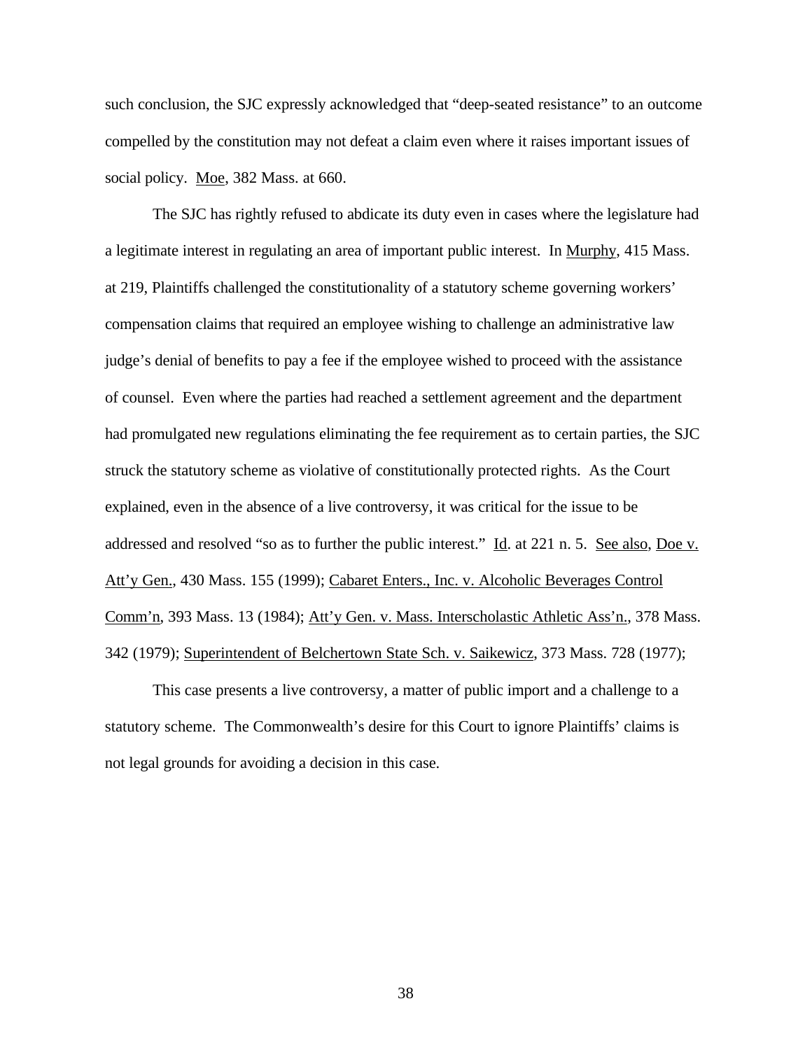such conclusion, the SJC expressly acknowledged that "deep-seated resistance" to an outcome compelled by the constitution may not defeat a claim even where it raises important issues of social policy. Moe, 382 Mass. at 660.

The SJC has rightly refused to abdicate its duty even in cases where the legislature had a legitimate interest in regulating an area of important public interest. In Murphy, 415 Mass. at 219, Plaintiffs challenged the constitutionality of a statutory scheme governing workers' compensation claims that required an employee wishing to challenge an administrative law judge's denial of benefits to pay a fee if the employee wished to proceed with the assistance of counsel. Even where the parties had reached a settlement agreement and the department had promulgated new regulations eliminating the fee requirement as to certain parties, the SJC struck the statutory scheme as violative of constitutionally protected rights. As the Court explained, even in the absence of a live controversy, it was critical for the issue to be addressed and resolved "so as to further the public interest." Id. at 221 n. 5. See also, Doe v. Att'y Gen., 430 Mass. 155 (1999); Cabaret Enters., Inc. v. Alcoholic Beverages Control Comm'n, 393 Mass. 13 (1984); Att'y Gen. v. Mass. Interscholastic Athletic Ass'n., 378 Mass. 342 (1979); Superintendent of Belchertown State Sch. v. Saikewicz, 373 Mass. 728 (1977);

This case presents a live controversy, a matter of public import and a challenge to a statutory scheme. The Commonwealth's desire for this Court to ignore Plaintiffs' claims is not legal grounds for avoiding a decision in this case.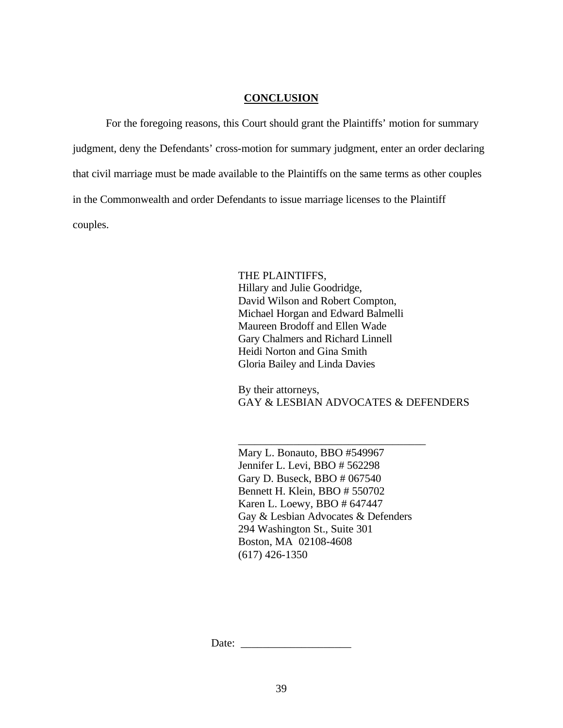## CONCLUSION

For the foregoing reasons, this Court should grant the Plaintiffs' motion for summary judgment, deny the Defendants' cross-motion for summary judgment, enter an order declaring that civil marriage must be made available to the Plaintiffs on the same terms as other couples in the Commonwealth and order Defendants to issue marriage licenses to the Plaintiff couples.

THE PLAINTIFFS,
Hillary and Julie Goodridge,
David Wilson and Robert Compton,
Michael Horgan and Edward Balmelli
Maureen Brodoff and Ellen Wade
Gary Chalmers and Richard Linnell
Heidi Norton and Gina Smith
Gloria Bailey and Linda Davies

By their attorneys,
GAY & LESBIAN ADVOCATES & DEFENDERS

___________________________________
Mary L. Bonauto, BBO #549967
Jennifer L. Levi, BBO # 562298
Gary D. Buseck, BBO # 067540
Bennett H. Klein, BBO # 550702
Karen L. Loewy, BBO # 647447
Gay & Lesbian Advocates & Defenders
294 Washington St., Suite 301
Boston, MA 02108-4608
(617) 426-1350

Date: ____________________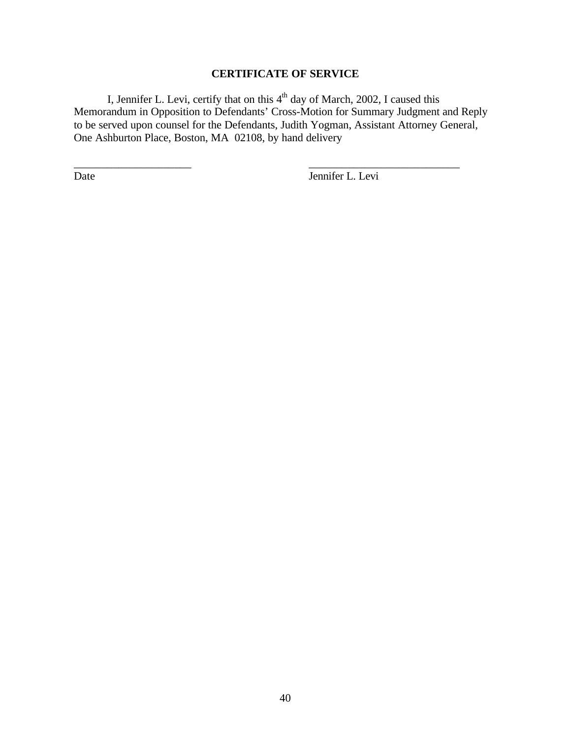## CERTIFICATE OF SERVICE

I, Jennifer L. Levi, certify that on this 4th day of March, 2002, I caused this Memorandum in Opposition to Defendants' Cross-Motion for Summary Judgment and Reply to be served upon counsel for the Defendants, Judith Yogman, Assistant Attorney General, One Ashburton Place, Boston, MA 02108, by hand delivery

_____________________ ___________________________

Date Jennifer L. Levi